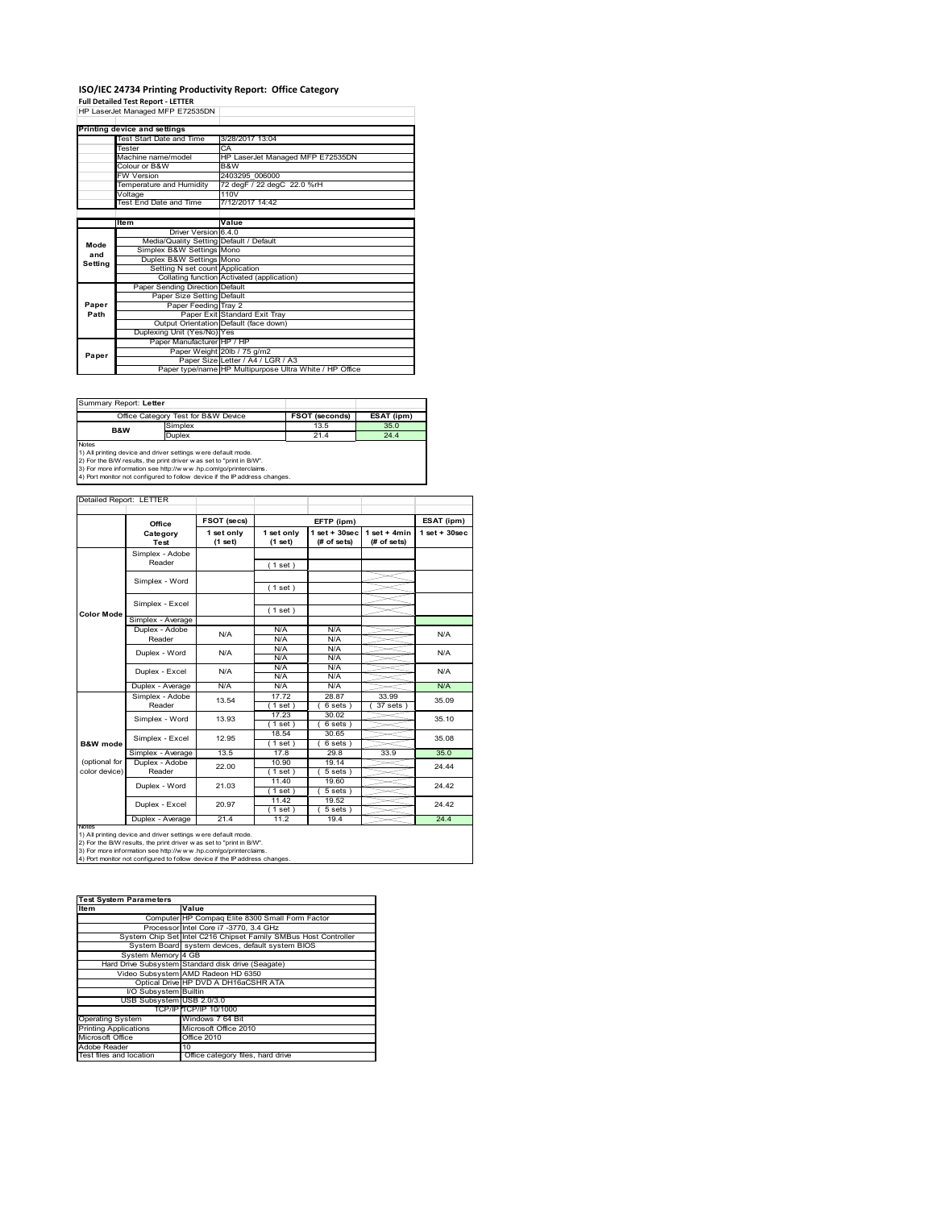# ISO/IEC 24734 Printing Productivity Report: Office Category

**Full Detailed Test Report - LETTER**

HP LaserJet Managed MFP E72535DN

| Printing device and settings | |
|---|---|
| Test Start Date and Time | 3/28/2017 13:04 |
| Tester | CA |
| Machine name/model | HP LaserJet Managed MFP E72535DN |
| Colour or B&W | B&W |
| FW Version | 2403295_006000 |
| Temperature and Humidity | 72 degF / 22 degC 22.0 %rH |
| Voltage | 110V |
| Test End Date and Time | 7/12/2017 14:42 |

| | Item | Value |
|---|---|---|
| Mode and Setting | Driver Version | 6.4.0 |
| | Media/Quality Setting | Default / Default |
| | Simplex B&W Settings | Mono |
| | Duplex B&W Settings | Mono |
| | Setting N set count | Application |
| | Collating function | Activated (application) |
| Paper Path | Paper Sending Direction | Default |
| | Paper Size Setting | Default |
| | Paper Feeding | Tray 2 |
| | Paper Exit | Standard Exit Tray |
| | Output Orientation | Default (face down) |
| | Duplexing Unit (Yes/No) | Yes |
| Paper | Paper Manufacturer | HP / HP |
| | Paper Weight | 20lb / 75 g/m2 |
| | Paper Size | Letter / A4 / LGR / A3 |
| | Paper type/name | HP Multipurpose Ultra White / HP Office |

Summary Report: **Letter**

| Office Category Test for B&W Device | | FSOT (seconds) | ESAT (ipm) |
|---|---|---|---|
| B&W | Simplex | 13.5 | 35.0 |
| | Duplex | 21.4 | 24.4 |

Notes
1) All printing device and driver settings were default mode.
2) For the B/W results, the print driver was set to "print in B/W".
3) For more information see http://www.hp.com/go/printerclaims.
4) Port monitor not configured to follow device if the IP address changes.

Detailed Report: LETTER

| | Office Category Test | FSOT (secs) 1 set only (1 set) | EFTP (ipm) 1 set only (1 set) | EFTP (ipm) 1 set + 30sec (# of sets) | EFTP (ipm) 1 set + 4min (# of sets) | ESAT (ipm) 1 set + 30sec |
|---|---|---|---|---|---|---|
| Color Mode | Simplex - Adobe Reader | | (1 set) | | | |
| | Simplex - Word | | (1 set) | | | |
| | Simplex - Excel | | (1 set) | | | |
| | Simplex - Average | | | | | |
| | Duplex - Adobe Reader | N/A | N/A N/A | N/A N/A | | N/A |
| | Duplex - Word | N/A | N/A N/A | N/A N/A | | N/A |
| | Duplex - Excel | N/A | N/A N/A | N/A N/A | | N/A |
| | Duplex - Average | N/A | N/A | N/A | | N/A |
| B&W mode (optional for color device) | Simplex - Adobe Reader | 13.54 | 17.72 (1 set) | 28.87 (6 sets) | 33.99 (37 sets) | 35.09 |
| | Simplex - Word | 13.93 | 17.23 (1 set) | 30.02 (6 sets) | | 35.10 |
| | Simplex - Excel | 12.95 | 18.54 (1 set) | 30.65 (6 sets) | | 35.08 |
| | Simplex - Average | 13.5 | 17.8 | 29.8 | 33.9 | 35.0 |
| | Duplex - Adobe Reader | 22.00 | 10.90 (1 set) | 19.14 (5 sets) | | 24.44 |
| | Duplex - Word | 21.03 | 11.40 (1 set) | 19.60 (5 sets) | | 24.42 |
| | Duplex - Excel | 20.97 | 11.42 (1 set) | 19.52 (5 sets) | | 24.42 |
| | Duplex - Average | 21.4 | 11.2 | 19.4 | | 24.4 |

Notes
1) All printing device and driver settings were default mode.
2) For the B/W results, the print driver was set to "print in B/W".
3) For more information see http://www.hp.com/go/printerclaims.
4) Port monitor not configured to follow device if the IP address changes.

| Test System Parameters | |
|---|---|
| **Item** | **Value** |
| Computer | HP Compaq Elite 8300 Small Form Factor |
| Processor | Intel Core i7 -3770, 3.4 GHz |
| System Chip Set | Intel C216 Chipset Family SMBus Host Controller |
| System Board | system devices, default system BIOS |
| System Memory | 4 GB |
| Hard Drive Subsystem | Standard disk drive (Seagate) |
| Video Subsystem | AMD Radeon HD 6350 |
| Optical Drive | HP DVD A DH16aCSHR ATA |
| I/O Subsystem | Builtin |
| USB Subsystem | USB 2.0/3.0 |
| TCP/IP | TCP/IP 10/1000 |
| Operating System | Windows 7 64 Bit |
| Printing Applications | Microsoft Office 2010 |
| Microsoft Office | Office 2010 |
| Adobe Reader | 10 |
| Test files and location | Office category files, hard drive |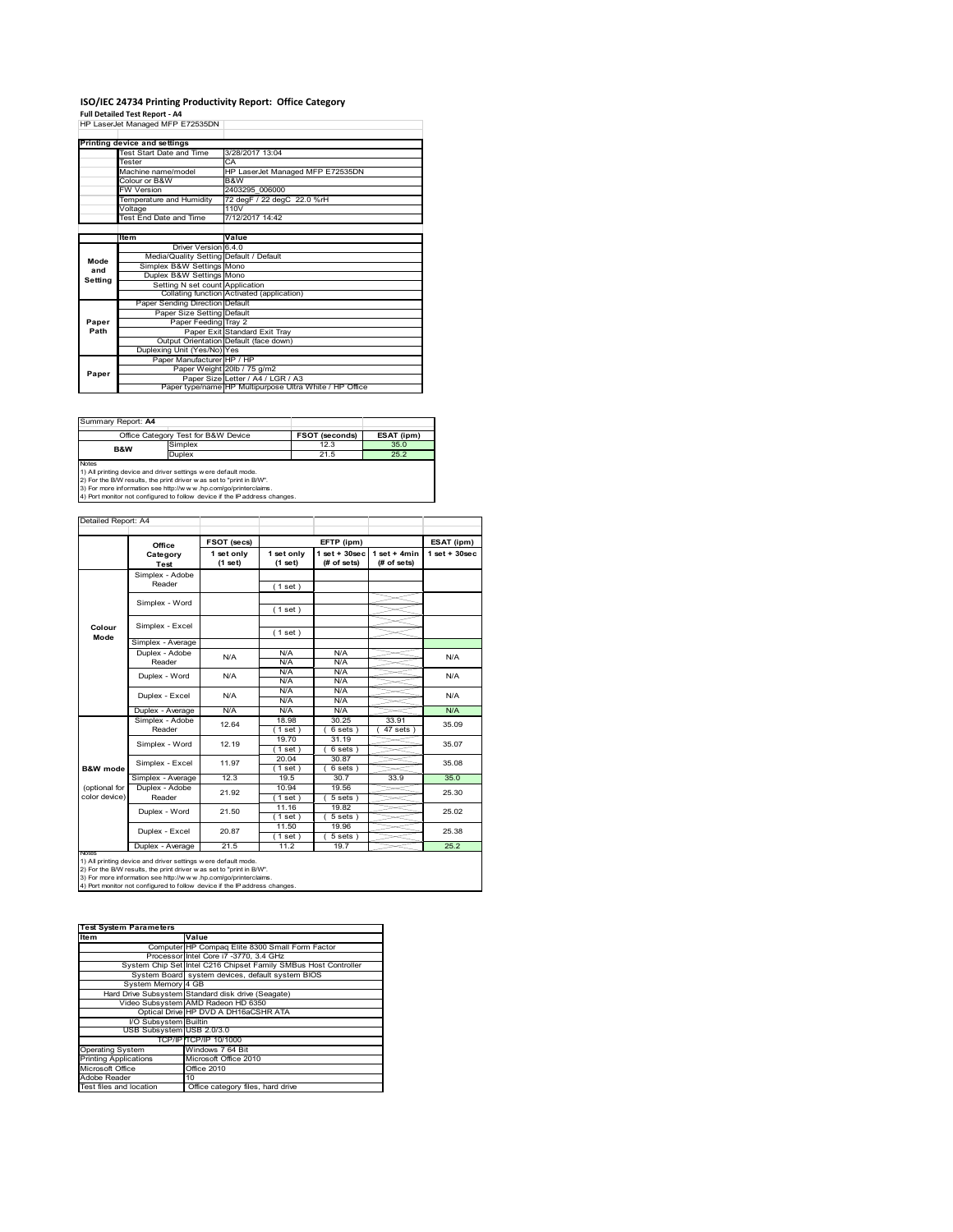# ISO/IEC 24734 Printing Productivity Report: Office Category

**Full Detailed Test Report - A4**

HP LaserJet Managed MFP E72535DN

| Printing device and settings | |
|---|---|
| Test Start Date and Time | 3/28/2017 13:04 |
| Tester | CA |
| Machine name/model | HP LaserJet Managed MFP E72535DN |
| Colour or B&W | B&W |
| FW Version | 2403295_006000 |
| Temperature and Humidity | 72 degF / 22 degC 22.0 %rH |
| Voltage | 110V |
| Test End Date and Time | 7/12/2017 14:42 |

| | Item | Value |
|---|---|---|
| Mode and Setting | Driver Version | 6.4.0 |
| | Media/Quality Setting | Default / Default |
| | Simplex B&W Settings | Mono |
| | Duplex B&W Settings | Mono |
| | Setting N set count | Application |
| | Collating function | Activated (application) |
| Paper Path | Paper Sending Direction | Default |
| | Paper Size Setting | Default |
| | Paper Feeding | Tray 2 |
| | Paper Exit | Standard Exit Tray |
| | Output Orientation | Default (face down) |
| | Duplexing Unit (Yes/No) | Yes |
| Paper | Paper Manufacturer | HP / HP |
| | Paper Weight | 20lb / 75 g/m2 |
| | Paper Size | Letter / A4 / LGR / A3 |
| | Paper type/name | HP Multipurpose Ultra White / HP Office |

Summary Report: **A4**

| Office Category Test for B&W Device | | FSOT (seconds) | ESAT (ipm) |
|---|---|---|---|
| B&W | Simplex | 12.3 | 35.0 |
| | Duplex | 21.5 | 25.2 |

Notes
1) All printing device and driver settings were default mode.
2) For the B/W results, the print driver was set to "print in B/W".
3) For more information see http://www.hp.com/go/printerclaims.
4) Port monitor not configured to follow device if the IP address changes.

Detailed Report: A4

| | Office Category Test | FSOT (secs) 1 set only (1 set) | EFTP (ipm) 1 set only (1 set) | EFTP (ipm) 1 set + 30sec (# of sets) | EFTP (ipm) 1 set + 4min (# of sets) | ESAT (ipm) 1 set + 30sec |
|---|---|---|---|---|---|---|
| Colour Mode | Simplex - Adobe Reader | | (1 set) | | | |
| | Simplex - Word | | (1 set) | | | |
| | Simplex - Excel | | (1 set) | | | |
| | Simplex - Average | | | | | |
| | Duplex - Adobe Reader | N/A | N/A N/A | N/A N/A | | N/A |
| | Duplex - Word | N/A | N/A N/A | N/A N/A | | N/A |
| | Duplex - Excel | N/A | N/A N/A | N/A N/A | | N/A |
| | Duplex - Average | N/A | N/A | N/A | | N/A |
| B&W mode (optional for color device) | Simplex - Adobe Reader | 12.64 | 18.98 (1 set) | 30.25 (6 sets) | 33.91 (47 sets) | 35.09 |
| | Simplex - Word | 12.19 | 19.70 (1 set) | 31.19 (6 sets) | | 35.07 |
| | Simplex - Excel | 11.97 | 20.04 (1 set) | 30.87 (6 sets) | | 35.08 |
| | Simplex - Average | 12.3 | 19.5 | 30.7 | 33.9 | 35.0 |
| | Duplex - Adobe Reader | 21.92 | 10.94 (1 set) | 19.56 (5 sets) | | 25.30 |
| | Duplex - Word | 21.50 | 11.16 (1 set) | 19.82 (5 sets) | | 25.02 |
| | Duplex - Excel | 20.87 | 11.50 (1 set) | 19.96 (5 sets) | | 25.38 |
| | Duplex - Average | 21.5 | 11.2 | 19.7 | | 25.2 |

Notes
1) All printing device and driver settings were default mode.
2) For the B/W results, the print driver was set to "print in B/W".
3) For more information see http://www.hp.com/go/printerclaims.
4) Port monitor not configured to follow device if the IP address changes.

| Test System Parameters | |
|---|---|
| **Item** | **Value** |
| Computer | HP Compaq Elite 8300 Small Form Factor |
| Processor | Intel Core i7 -3770, 3.4 GHz |
| System Chip Set | Intel C216 Chipset Family SMBus Host Controller |
| System Board | system devices, default system BIOS |
| System Memory | 4 GB |
| Hard Drive Subsystem | Standard disk drive (Seagate) |
| Video Subsystem | AMD Radeon HD 6350 |
| Optical Drive | HP DVD A DH16aCSHR ATA |
| I/O Subsystem | Builtin |
| USB Subsystem | USB 2.0/3.0 |
| TCP/IP | TCP/IP 10/1000 |
| Operating System | Windows 7 64 Bit |
| Printing Applications | Microsoft Office 2010 |
| Microsoft Office | Office 2010 |
| Adobe Reader | 10 |
| Test files and location | Office category files, hard drive |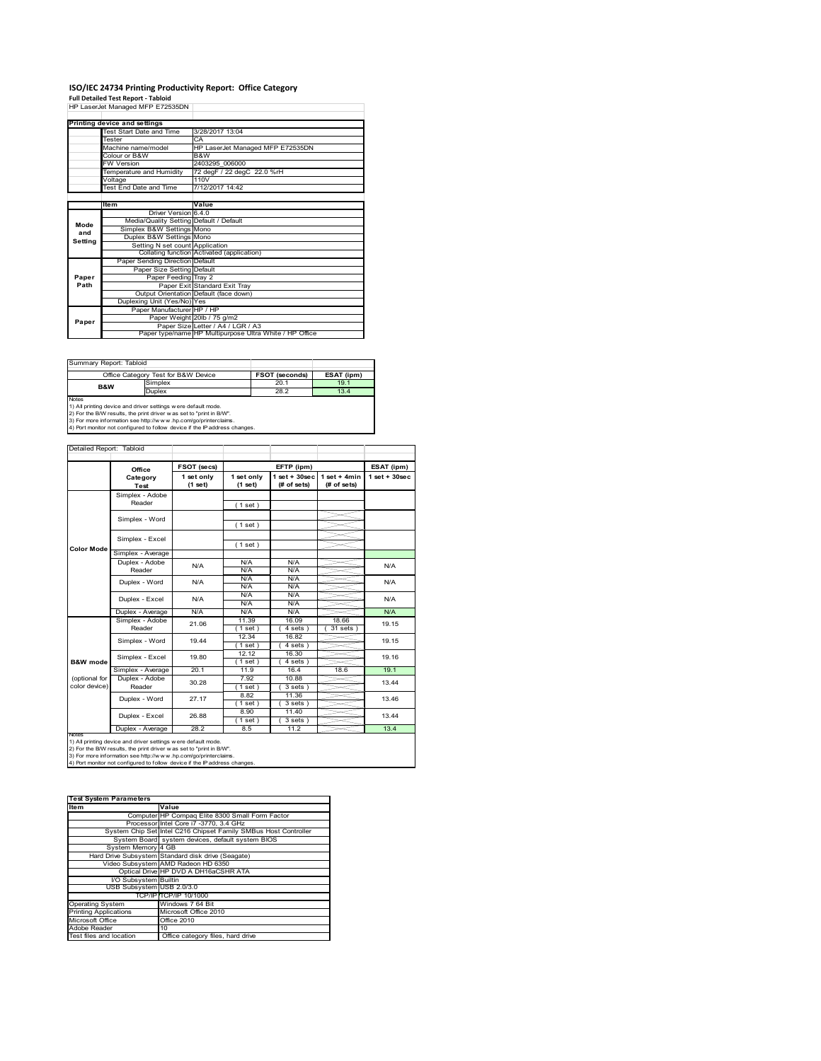# ISO/IEC 24734 Printing Productivity Report: Office Category

**Full Detailed Test Report - Tabloid**

HP LaserJet Managed MFP E72535DN

| Printing device and settings | |
|---|---|
| Test Start Date and Time | 3/28/2017 13:04 |
| Tester | CA |
| Machine name/model | HP LaserJet Managed MFP E72535DN |
| Colour or B&W | B&W |
| FW Version | 2403295_006000 |
| Temperature and Humidity | 72 degF / 22 degC 22.0 %rH |
| Voltage | 110V |
| Test End Date and Time | 7/12/2017 14:42 |

| | Item | Value |
|---|---|---|
| Mode and Setting | Driver Version | 6.4.0 |
| | Media/Quality Setting | Default / Default |
| | Simplex B&W Settings | Mono |
| | Duplex B&W Settings | Mono |
| | Setting N set count | Application |
| | Collating function | Activated (application) |
| Paper Path | Paper Sending Direction | Default |
| | Paper Size Setting | Default |
| | Paper Feeding | Tray 2 |
| | Paper Exit | Standard Exit Tray |
| | Output Orientation | Default (face down) |
| | Duplexing Unit (Yes/No) | Yes |
| Paper | Paper Manufacturer | HP / HP |
| | Paper Weight | 20lb / 75 g/m2 |
| | Paper Size | Letter / A4 / LGR / A3 |
| | Paper type/name | HP Multipurpose Ultra White / HP Office |

Summary Report: Tabloid

| Office Category Test for B&W Device | | FSOT (seconds) | ESAT (ipm) |
|---|---|---|---|
| B&W | Simplex | 20.1 | 19.1 |
| | Duplex | 28.2 | 13.4 |

Notes
1) All printing device and driver settings were default mode.
2) For the B/W results, the print driver was set to "print in B/W".
3) For more information see http://www.hp.com/go/printerclaims.
4) Port monitor not configured to follow device if the IP address changes.

Detailed Report: Tabloid

| | Office Category Test | FSOT (secs) 1 set only (1 set) | EFTP (ipm) 1 set only (1 set) | EFTP (ipm) 1 set + 30sec (# of sets) | EFTP (ipm) 1 set + 4min (# of sets) | ESAT (ipm) 1 set + 30sec |
|---|---|---|---|---|---|---|
| Color Mode | Simplex - Adobe Reader | | (1 set) | | | |
| | Simplex - Word | | (1 set) | | | |
| | Simplex - Excel | | (1 set) | | | |
| | Simplex - Average | | | | | |
| | Duplex - Adobe Reader | N/A | N/A<br>N/A | N/A<br>N/A | | N/A |
| | Duplex - Word | N/A | N/A<br>N/A | N/A<br>N/A | | N/A |
| | Duplex - Excel | N/A | N/A<br>N/A | N/A<br>N/A | | N/A |
| | Duplex - Average | N/A | N/A | N/A | | N/A |
| B&W mode<br>(optional for color device) | Simplex - Adobe Reader | 21.06 | 11.39<br>(1 set) | 16.09<br>(4 sets) | 18.66<br>(31 sets) | 19.15 |
| | Simplex - Word | 19.44 | 12.34<br>(1 set) | 16.82<br>(4 sets) | | 19.15 |
| | Simplex - Excel | 19.80 | 12.12<br>(1 set) | 16.30<br>(4 sets) | | 19.16 |
| | Simplex - Average | 20.1 | 11.9 | 16.4 | 18.6 | 19.1 |
| | Duplex - Adobe Reader | 30.28 | 7.92<br>(1 set) | 10.88<br>(3 sets) | | 13.44 |
| | Duplex - Word | 27.17 | 8.82<br>(1 set) | 11.36<br>(3 sets) | | 13.46 |
| | Duplex - Excel | 26.88 | 8.90<br>(1 set) | 11.40<br>(3 sets) | | 13.44 |
| | Duplex - Average | 28.2 | 8.5 | 11.2 | | 13.4 |

Notes
1) All printing device and driver settings were default mode.
2) For the B/W results, the print driver was set to "print in B/W".
3) For more information see http://www.hp.com/go/printerclaims.
4) Port monitor not configured to follow device if the IP address changes.

| Test System Parameters | |
|---|---|
| **Item** | **Value** |
| Computer | HP Compaq Elite 8300 Small Form Factor |
| Processor | Intel Core i7 -3770, 3.4 GHz |
| System Chip Set | Intel C216 Chipset Family SMBus Host Controller |
| System Board | system devices, default system BIOS |
| System Memory | 4 GB |
| Hard Drive Subsystem | Standard disk drive (Seagate) |
| Video Subsystem | AMD Radeon HD 6350 |
| Optical Drive | HP DVD A DH16aCSHR ATA |
| I/O Subsystem | Builtin |
| USB Subsystem | USB 2.0/3.0 |
| TCP/IP | TCP/IP 10/1000 |
| Operating System | Windows 7 64 Bit |
| Printing Applications | Microsoft Office 2010 |
| Microsoft Office | Office 2010 |
| Adobe Reader | 10 |
| Test files and location | Office category files, hard drive |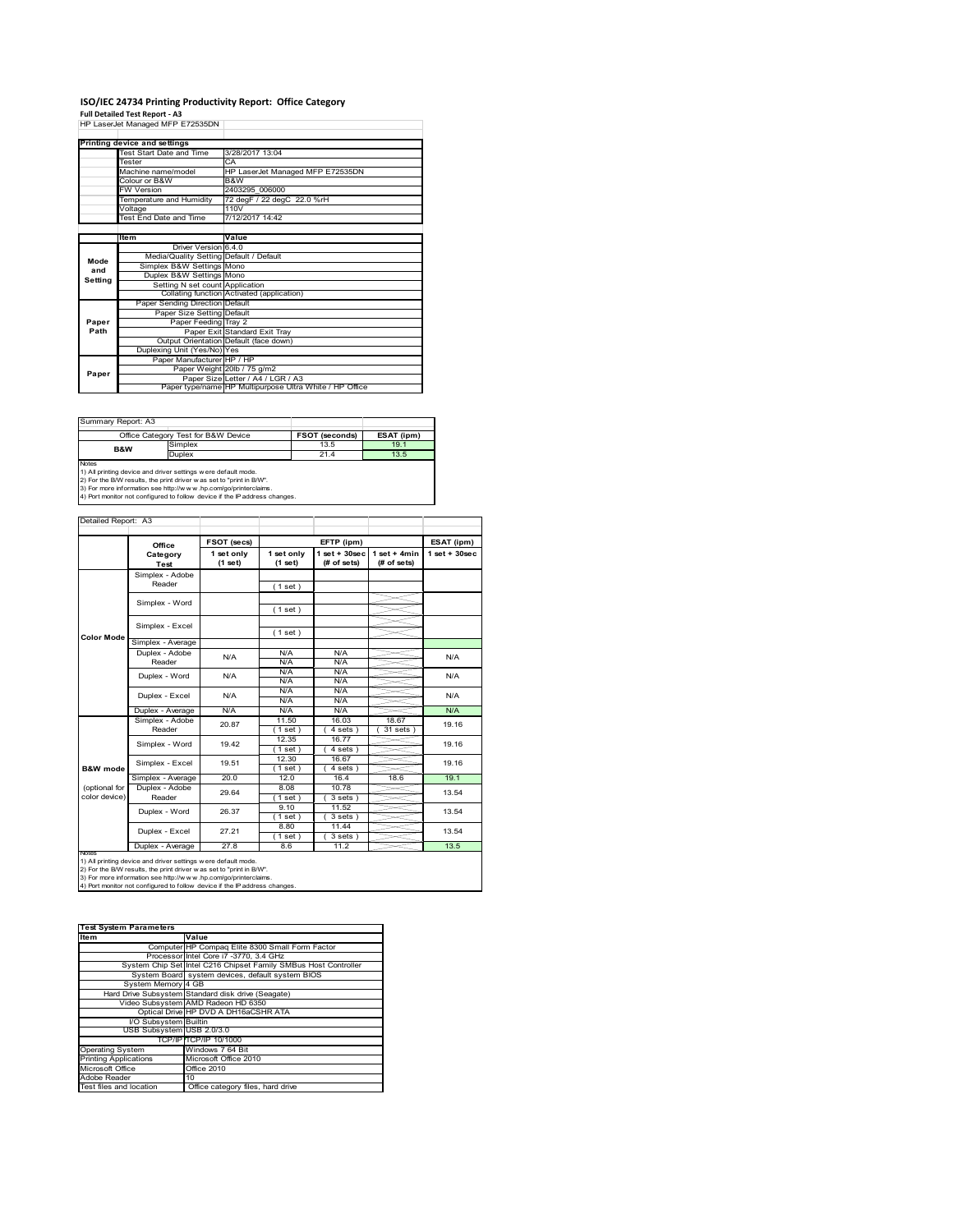# ISO/IEC 24734 Printing Productivity Report: Office Category

**Full Detailed Test Report - A3**

HP LaserJet Managed MFP E72535DN

| Printing device and settings | |
|---|---|
| Test Start Date and Time | 3/28/2017 13:04 |
| Tester | CA |
| Machine name/model | HP LaserJet Managed MFP E72535DN |
| Colour or B&W | B&W |
| FW Version | 2403295_006000 |
| Temperature and Humidity | 72 degF / 22 degC 22.0 %rH |
| Voltage | 110V |
| Test End Date and Time | 7/12/2017 14:42 |

| | Item | Value |
|---|---|---|
| Mode and Setting | Driver Version | 6.4.0 |
| | Media/Quality Setting | Default / Default |
| | Simplex B&W Settings | Mono |
| | Duplex B&W Settings | Mono |
| | Setting N set count | Application |
| | Collating function | Activated (application) |
| Paper Path | Paper Sending Direction | Default |
| | Paper Size Setting | Default |
| | Paper Feeding | Tray 2 |
| | Paper Exit | Standard Exit Tray |
| | Output Orientation | Default (face down) |
| | Duplexing Unit (Yes/No) | Yes |
| Paper | Paper Manufacturer | HP / HP |
| | Paper Weight | 20lb / 75 g/m2 |
| | Paper Size | Letter / A4 / LGR / A3 |
| | Paper type/name | HP Multipurpose Ultra White / HP Office |

Summary Report: A3

| Office Category Test for B&W Device | | FSOT (seconds) | ESAT (ipm) |
|---|---|---|---|
| B&W | Simplex | 13.5 | 19.1 |
| | Duplex | 21.4 | 13.5 |

Notes
1) All printing device and driver settings were default mode.
2) For the B/W results, the print driver was set to "print in B/W".
3) For more information see http://www.hp.com/go/printerclaims.
4) Port monitor not configured to follow device if the IP address changes.

Detailed Report: A3

| | Office Category Test | FSOT (secs) 1 set only (1 set) | EFTP (ipm) 1 set only (1 set) | EFTP (ipm) 1 set + 30sec (# of sets) | EFTP (ipm) 1 set + 4min (# of sets) | ESAT (ipm) 1 set + 30sec |
|---|---|---|---|---|---|---|
| Color Mode | Simplex - Adobe Reader | | (1 set) | | | |
| | Simplex - Word | | (1 set) | | | |
| | Simplex - Excel | | (1 set) | | | |
| | Simplex - Average | | | | | |
| | Duplex - Adobe Reader | N/A | N/A<br>N/A | N/A<br>N/A | | N/A |
| | Duplex - Word | N/A | N/A<br>N/A | N/A<br>N/A | | N/A |
| | Duplex - Excel | N/A | N/A<br>N/A | N/A<br>N/A | | N/A |
| | Duplex - Average | N/A | N/A | N/A | | N/A |
| B&W mode (optional for color device) | Simplex - Adobe Reader | 20.87 | 11.50<br>(1 set) | 16.03<br>(4 sets) | 18.67<br>(31 sets) | 19.16 |
| | Simplex - Word | 19.42 | 12.35<br>(1 set) | 16.77<br>(4 sets) | | 19.16 |
| | Simplex - Excel | 19.51 | 12.30<br>(1 set) | 16.67<br>(4 sets) | | 19.16 |
| | Simplex - Average | 20.0 | 12.0 | 16.4 | 18.6 | 19.1 |
| | Duplex - Adobe Reader | 29.64 | 8.08<br>(1 set) | 10.78<br>(3 sets) | | 13.54 |
| | Duplex - Word | 26.37 | 9.10<br>(1 set) | 11.52<br>(3 sets) | | 13.54 |
| | Duplex - Excel | 27.21 | 8.80<br>(1 set) | 11.44<br>(3 sets) | | 13.54 |
| | Duplex - Average | 27.8 | 8.6 | 11.2 | | 13.5 |

Notes
1) All printing device and driver settings were default mode.
2) For the B/W results, the print driver was set to "print in B/W".
3) For more information see http://www.hp.com/go/printerclaims.
4) Port monitor not configured to follow device if the IP address changes.

| Test System Parameters | |
|---|---|
| Item | Value |
| Computer | HP Compaq Elite 8300 Small Form Factor |
| Processor | Intel Core i7 -3770, 3.4 GHz |
| System Chip Set | Intel C216 Chipset Family SMBus Host Controller |
| System Board | system devices, default system BIOS |
| System Memory | 4 GB |
| Hard Drive Subsystem | Standard disk drive (Seagate) |
| Video Subsystem | AMD Radeon HD 6350 |
| Optical Drive | HP DVD A DH16aCSHR ATA |
| I/O Subsystem | Builtin |
| USB Subsystem | USB 2.0/3.0 |
| TCP/IP | TCP/IP 10/1000 |
| Operating System | Windows 7 64 Bit |
| Printing Applications | Microsoft Office 2010 |
| Microsoft Office | Office 2010 |
| Adobe Reader | 10 |
| Test files and location | Office category files, hard drive |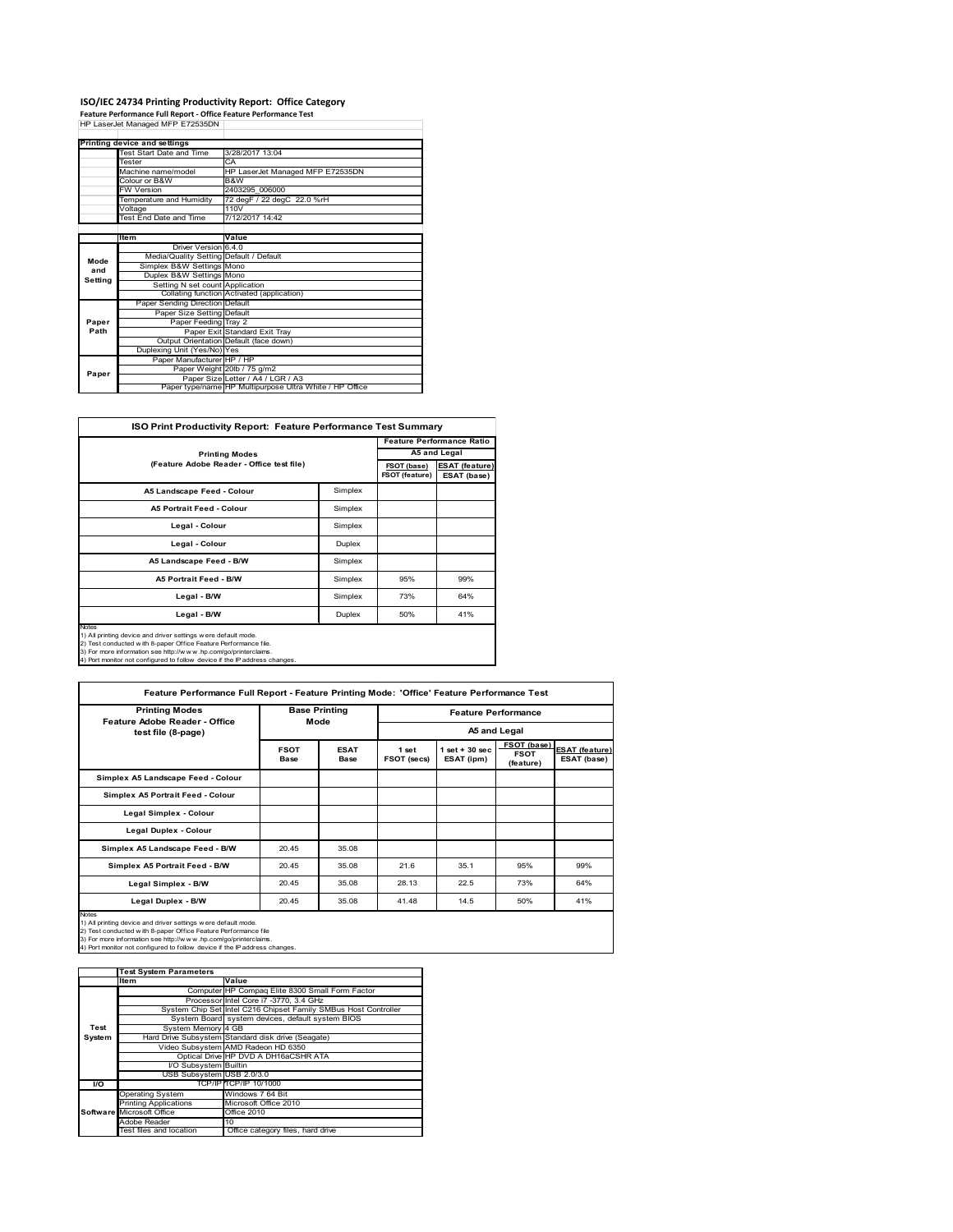# ISO/IEC 24734 Printing Productivity Report: Office Category

**Feature Performance Full Report - Office Feature Performance Test**

HP LaserJet Managed MFP E72535DN

| Printing device and settings | |
|---|---|
| Test Start Date and Time | 3/28/2017 13:04 |
| Tester | CA |
| Machine name/model | HP LaserJet Managed MFP E72535DN |
| Colour or B&W | B&W |
| FW Version | 2403295_006000 |
| Temperature and Humidity | 72 degF / 22 degC 22.0 %rH |
| Voltage | 110V |
| Test End Date and Time | 7/12/2017 14:42 |

| | Item | Value |
|---|---|---|
| Mode and Setting | Driver Version | 6.4.0 |
| | Media/Quality Setting | Default / Default |
| | Simplex B&W Settings | Mono |
| | Duplex B&W Settings | Mono |
| | Setting N set count | Application |
| | Collating function | Activated (application) |
| Paper Path | Paper Sending Direction | Default |
| | Paper Size Setting | Default |
| | Paper Feeding | Tray 2 |
| | Paper Exit | Standard Exit Tray |
| | Output Orientation | Default (face down) |
| | Duplexing Unit (Yes/No) | Yes |
| Paper | Paper Manufacturer | HP / HP |
| | Paper Weight | 20lb / 75 g/m2 |
| | Paper Size | Letter / A4 / LGR / A3 |
| | Paper type/name | HP Multipurpose Ultra White / HP Office |

## ISO Print Productivity Report: Feature Performance Test Summary

| Printing Modes (Feature Adobe Reader - Office test file) | | Feature Performance Ratio A5 and Legal | |
|---|---|---|---|
| | | FSOT (base) / FSOT (feature) | ESAT (feature) / ESAT (base) |
| A5 Landscape Feed - Colour | Simplex | | |
| A5 Portrait Feed - Colour | Simplex | | |
| Legal - Colour | Simplex | | |
| Legal - Colour | Duplex | | |
| A5 Landscape Feed - B/W | Simplex | | |
| A5 Portrait Feed - B/W | Simplex | 95% | 99% |
| Legal - B/W | Simplex | 73% | 64% |
| Legal - B/W | Duplex | 50% | 41% |

Notes
1) All printing device and driver settings were default mode.
2) Test conducted with 8-paper Office Feature Performance file.
3) For more information see http://www.hp.com/go/printerclaims.
4) Port monitor not configured to follow device if the IP address changes.

## Feature Performance Full Report - Feature Printing Mode: 'Office' Feature Performance Test

| Printing Modes Feature Adobe Reader - Office test file (8-page) | Base Printing Mode | | Feature Performance A5 and Legal | | | |
|---|---|---|---|---|---|---|
| | FSOT Base | ESAT Base | 1 set FSOT (secs) | 1 set + 30 sec ESAT (ipm) | FSOT (base) / FSOT (feature) | ESAT (feature) / ESAT (base) |
| Simplex A5 Landscape Feed - Colour | | | | | | |
| Simplex A5 Portrait Feed - Colour | | | | | | |
| Legal Simplex - Colour | | | | | | |
| Legal Duplex - Colour | | | | | | |
| Simplex A5 Landscape Feed - B/W | 20.45 | 35.08 | | | | |
| Simplex A5 Portrait Feed - B/W | 20.45 | 35.08 | 21.6 | 35.1 | 95% | 99% |
| Legal Simplex - B/W | 20.45 | 35.08 | 28.13 | 22.5 | 73% | 64% |
| Legal Duplex - B/W | 20.45 | 35.08 | 41.48 | 14.5 | 50% | 41% |

Notes
1) All printing device and driver settings were default mode.
2) Test conducted with 8-paper Office Feature Performance file
3) For more information see http://www.hp.com/go/printerclaims.
4) Port monitor not configured to follow device if the IP address changes.

| | Test System Parameters | |
|---|---|---|
| | Item | Value |
| Test System | Computer | HP Compaq Elite 8300 Small Form Factor |
| | Processor | Intel Core i7 -3770, 3.4 GHz |
| | System Chip Set | Intel C216 Chipset Family SMBus Host Controller |
| | System Board | system devices, default system BIOS |
| | System Memory | 4 GB |
| | Hard Drive Subsystem | Standard disk drive (Seagate) |
| | Video Subsystem | AMD Radeon HD 6350 |
| | Optical Drive | HP DVD A DH16aCSHR ATA |
| | I/O Subsystem | Builtin |
| | USB Subsystem | USB 2.0/3.0 |
| I/O | TCP/IP | TCP/IP 10/1000 |
| Software | Operating System | Windows 7 64 Bit |
| | Printing Applications | Microsoft Office 2010 |
| | Microsoft Office | Office 2010 |
| | Adobe Reader | 10 |
| | Test files and location | Office category files, hard drive |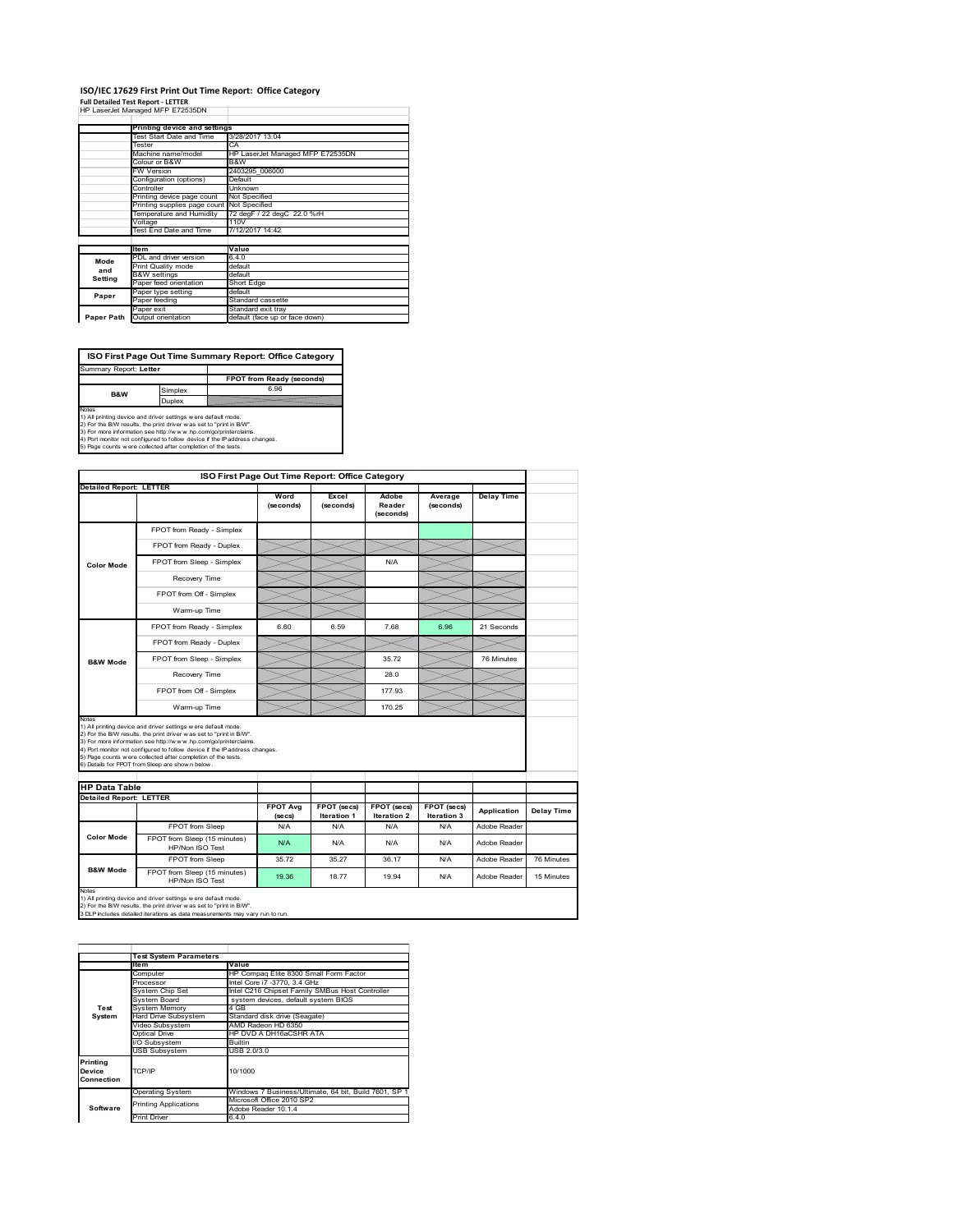# ISO/IEC 17629 First Print Out Time Report: Office Category

**Full Detailed Test Report - LETTER**

HP LaserJet Managed MFP E72535DN

| | Printing device and settings | |
|---|---|---|
| | Test Start Date and Time | 3/28/2017 13:04 |
| | Tester | CA |
| | Machine name/model | HP LaserJet Managed MFP E72535DN |
| | Colour or B&W | B&W |
| | FW Version | 2403295_006000 |
| | Configuration (options) | Default |
| | Controller | Unknown |
| | Printing device page count | Not Specified |
| | Printing supplies page count | Not Specified |
| | Temperature and Humidity | 72 degF / 22 degC 22.0 %rH |
| | Voltage | 110V |
| | Test End Date and Time | 7/12/2017 14:42 |

| | Item | Value |
|---|---|---|
| Mode and Setting | PDL and driver version | 6.4.0 |
| | Print Quality mode | default |
| | B&W settings | default |
| | Paper feed orientation | Short Edge |
| Paper | Paper type setting | default |
| | Paper feeding | Standard cassette |
| | Paper exit | Standard exit tray |
| Paper Path | Output orientation | default (face up or face down) |

| ISO First Page Out Time Summary Report: Office Category | | |
|---|---|---|
| Summary Report: **Letter** | | |
| | | FPOT from Ready (seconds) |
| B&W | Simplex | 6.96 |
| | Duplex | |

Notes
1) All printing device and driver settings were default mode.
2) For the B/W results, the print driver was set to "print in B/W".
3) For more information see http://www.hp.com/go/printerclaims.
4) Port monitor not configured to follow device if the IP address changes.
5) Page counts were collected after completion of the tests.

**ISO First Page Out Time Report: Office Category**

**Detailed Report: LETTER**

| | | Word (seconds) | Excel (seconds) | Adobe Reader (seconds) | Average (seconds) | Delay Time |
|---|---|---|---|---|---|---|
| Color Mode | FPOT from Ready - Simplex | | | | | |
| | FPOT from Ready - Duplex | | | | | |
| | FPOT from Sleep - Simplex | | | N/A | | |
| | Recovery Time | | | | | |
| | FPOT from Off - Simplex | | | | | |
| | Warm-up Time | | | | | |
| B&W Mode | FPOT from Ready - Simplex | 6.60 | 6.59 | 7.68 | 6.96 | 21 Seconds |
| | FPOT from Ready - Duplex | | | | | |
| | FPOT from Sleep - Simplex | | | 35.72 | | 76 Minutes |
| | Recovery Time | | | 28.0 | | |
| | FPOT from Off - Simplex | | | 177.93 | | |
| | Warm-up Time | | | 170.25 | | |

Notes
1) All printing device and driver settings were default mode.
2) For the B/W results, the print driver was set to "print in B/W".
3) For more information see http://www.hp.com/go/printerclaims.
4) Port monitor not configured to follow device if the IP address changes.
5) Page counts were collected after completion of the tests.
6) Details for FPOT from Sleep are shown below.

**HP Data Table**

**Detailed Report: LETTER**

| | | FPOT Avg (secs) | FPOT (secs) Iteration 1 | FPOT (secs) Iteration 2 | FPOT (secs) Iteration 3 | Application | Delay Time |
|---|---|---|---|---|---|---|---|
| Color Mode | FPOT from Sleep | N/A | N/A | N/A | N/A | Adobe Reader | |
| | FPOT from Sleep (15 minutes) HP/Non ISO Test | N/A | N/A | N/A | N/A | Adobe Reader | |
| B&W Mode | FPOT from Sleep | 35.72 | 35.27 | 36.17 | N/A | Adobe Reader | 76 Minutes |
| | FPOT from Sleep (15 minutes) HP/Non ISO Test | 19.36 | 18.77 | 19.94 | N/A | Adobe Reader | 15 Minutes |

Notes
1) All printing device and driver settings were default mode.
2) For the B/W results, the print driver was set to "print in B/W".
3 DLP includes detailed iterations as data measurements may vary run to run.

| | Test System Parameters | |
|---|---|---|
| | Item | Value |
| Test System | Computer | HP Compaq Elite 8300 Small Form Factor |
| | Processor | Intel Core i7 -3770, 3.4 GHz |
| | System Chip Set | Intel C216 Chipset Family SMBus Host Controller |
| | System Board | system devices, default system BIOS |
| | System Memory | 4 GB |
| | Hard Drive Subsystem | Standard disk drive (Seagate) |
| | Video Subsystem | AMD Radeon HD 6350 |
| | Optical Drive | HP DVD A DH16aCSHR ATA |
| | I/O Subsystem | Builtin |
| | USB Subsystem | USB 2.0/3.0 |
| Printing Device Connection | TCP/IP | 10/1000 |
| Software | Operating System | Windows 7 Business/Ultimate, 64 bit, Build 7601, SP 1 |
| | Printing Applications | Microsoft Office 2010 SP2 |
| | | Adobe Reader 10.1.4 |
| | Print Driver | 6.4.0 |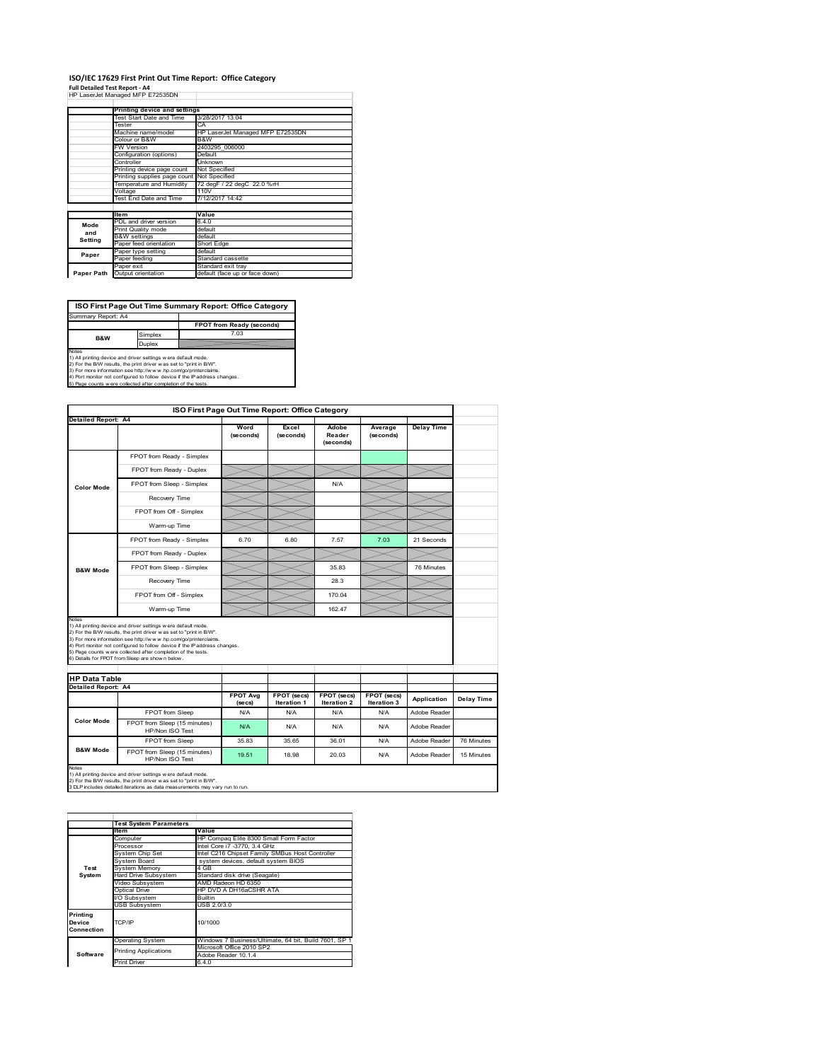# ISO/IEC 17629 First Print Out Time Report: Office Category

**Full Detailed Test Report - A4**

HP LaserJet Managed MFP E72535DN

| | Printing device and settings | |
|---|---|---|
| | Test Start Date and Time | 3/28/2017 13:04 |
| | Tester | CA |
| | Machine name/model | HP LaserJet Managed MFP E72535DN |
| | Colour or B&W | B&W |
| | FW Version | 2403295_006000 |
| | Configuration (options) | Default |
| | Controller | Unknown |
| | Printing device page count | Not Specified |
| | Printing supplies page count | Not Specified |
| | Temperature and Humidity | 72 degF / 22 degC 22.0 %rH |
| | Voltage | 110V |
| | Test End Date and Time | 7/12/2017 14:42 |

| | Item | Value |
|---|---|---|
| Mode and Setting | PDL and driver version | 6.4.0 |
| | Print Quality mode | default |
| | B&W settings | default |
| | Paper feed orientation | Short Edge |
| Paper | Paper type setting | default |
| | Paper feeding | Standard cassette |
| Paper Path | Paper exit | Standard exit tray |
| | Output orientation | default (face up or face down) |

## ISO First Page Out Time Summary Report: Office Category

Summary Report: A4

| | | FPOT from Ready (seconds) |
|---|---|---|
| B&W | Simplex | 7.03 |
| | Duplex | |

Notes
1) All printing device and driver settings were default mode.
2) For the B/W results, the print driver was set to "print in B/W".
3) For more information see http://www.hp.com/go/printerclaims.
4) Port monitor not configured to follow device if the IP address changes.
5) Page counts were collected after completion of the tests.

## ISO First Page Out Time Report: Office Category

Detailed Report: A4

| | | Word (seconds) | Excel (seconds) | Adobe Reader (seconds) | Average (seconds) | Delay Time |
|---|---|---|---|---|---|---|
| Color Mode | FPOT from Ready - Simplex | | | | | |
| | FPOT from Ready - Duplex | | | | | |
| | FPOT from Sleep - Simplex | | | N/A | | |
| | Recovery Time | | | | | |
| | FPOT from Off - Simplex | | | | | |
| | Warm-up Time | | | | | |
| B&W Mode | FPOT from Ready - Simplex | 6.70 | 6.80 | 7.57 | 7.03 | 21 Seconds |
| | FPOT from Ready - Duplex | | | | | |
| | FPOT from Sleep - Simplex | | | 35.83 | | 76 Minutes |
| | Recovery Time | | | 28.3 | | |
| | FPOT from Off - Simplex | | | 170.04 | | |
| | Warm-up Time | | | 162.47 | | |

Notes
1) All printing device and driver settings were default mode.
2) For the B/W results, the print driver was set to "print in B/W".
3) For more information see http://www.hp.com/go/printerclaims.
4) Port monitor not configured to follow device if the IP address changes.
5) Page counts were collected after completion of the tests.
6) Details for FPOT from Sleep are shown below.

## HP Data Table

Detailed Report: A4

| | | FPOT Avg (secs) | FPOT (secs) Iteration 1 | FPOT (secs) Iteration 2 | FPOT (secs) Iteration 3 | Application | Delay Time |
|---|---|---|---|---|---|---|---|
| Color Mode | FPOT from Sleep | N/A | N/A | N/A | N/A | Adobe Reader | |
| | FPOT from Sleep (15 minutes) HP/Non ISO Test | N/A | N/A | N/A | N/A | Adobe Reader | |
| B&W Mode | FPOT from Sleep | 35.83 | 35.65 | 36.01 | N/A | Adobe Reader | 76 Minutes |
| | FPOT from Sleep (15 minutes) HP/Non ISO Test | 19.51 | 18.98 | 20.03 | N/A | Adobe Reader | 15 Minutes |

Notes
1) All printing device and driver settings were default mode.
2) For the B/W results, the print driver was set to "print in B/W".
3 DLP includes detailed iterations as data measurements may vary run to run.

| | Test System Parameters | |
|---|---|---|
| | Item | Value |
| Test System | Computer | HP Compaq Elite 8300 Small Form Factor |
| | Processor | Intel Core i7 -3770, 3.4 GHz |
| | System Chip Set | Intel C216 Chipset Family SMBus Host Controller |
| | System Board | system devices, default system BIOS |
| | System Memory | 4 GB |
| | Hard Drive Subsystem | Standard disk drive (Seagate) |
| | Video Subsystem | AMD Radeon HD 6350 |
| | Optical Drive | HP DVD A DH16aCSHR ATA |
| | I/O Subsystem | Builtin |
| | USB Subsystem | USB 2.0/3.0 |
| Printing Device Connection | TCP/IP | 10/1000 |
| Software | Operating System | Windows 7 Business/Ultimate, 64 bit, Build 7601, SP 1 |
| | Printing Applications | Microsoft Office 2010 SP2 |
| | | Adobe Reader 10.1.4 |
| | Print Driver | 6.4.0 |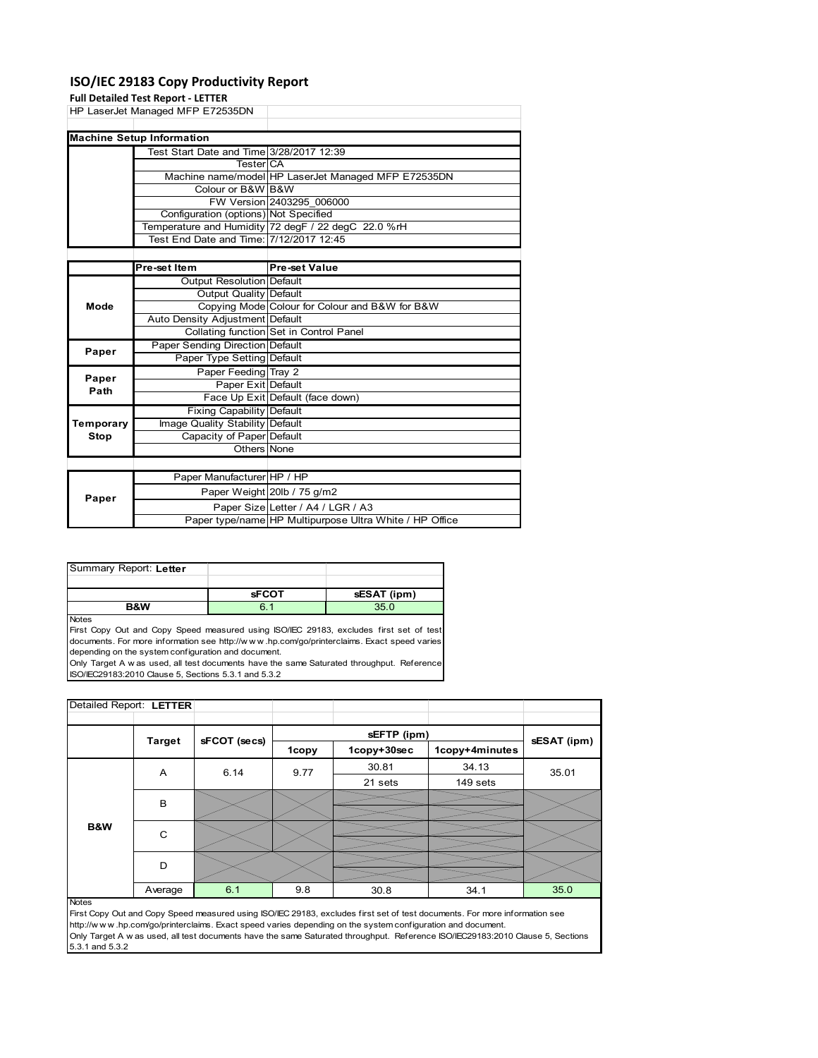# ISO/IEC 29183 Copy Productivity Report

**Full Detailed Test Report - LETTER**

HP LaserJet Managed MFP E72535DN

| Machine Setup Information | | |
|---|---|---|
| | Test Start Date and Time | 3/28/2017 12:39 |
| | Tester | CA |
| | Machine name/model | HP LaserJet Managed MFP E72535DN |
| | Colour or B&W | B&W |
| | FW Version | 2403295_006000 |
| | Configuration (options) | Not Specified |
| | Temperature and Humidity | 72 degF / 22 degC 22.0 %rH |
| | Test End Date and Time: | 7/12/2017 12:45 |

| | Pre-set Item | Pre-set Value |
|---|---|---|
| Mode | Output Resolution | Default |
| | Output Quality | Default |
| | Copying Mode | Colour for Colour and B&W for B&W |
| | Auto Density Adjustment | Default |
| | Collating function | Set in Control Panel |
| Paper | Paper Sending Direction | Default |
| | Paper Type Setting | Default |
| Paper Path | Paper Feeding | Tray 2 |
| | Paper Exit | Default |
| | Face Up Exit | Default (face down) |
| Temporary Stop | Fixing Capability | Default |
| | Image Quality Stability | Default |
| | Capacity of Paper | Default |
| | Others | None |

| | | |
|---|---|---|
| Paper | Paper Manufacturer | HP / HP |
| | Paper Weight | 20lb / 75 g/m2 |
| | Paper Size | Letter / A4 / LGR / A3 |
| | Paper type/name | HP Multipurpose Ultra White / HP Office |

Summary Report: **Letter**

| | sFCOT | sESAT (ipm) |
|---|---|---|
| B&W | 6.1 | 35.0 |

Notes

First Copy Out and Copy Speed measured using ISO/IEC 29183, excludes first set of test documents. For more information see http://w w w .hp.com/go/printerclaims. Exact speed varies depending on the system configuration and document.

Only Target A w as used, all test documents have the same Saturated throughput. Reference ISO/IEC29183:2010 Clause 5, Sections 5.3.1 and 5.3.2

Detailed Report: **LETTER**

| | Target | sFCOT (secs) | sEFTP (ipm) | | | sESAT (ipm) |
|---|---|---|---|---|---|---|
| | | | 1copy | 1copy+30sec | 1copy+4minutes | |
| B&W | A | 6.14 | 9.77 | 30.81 | 34.13 | 35.01 |
| | | | | 21 sets | 149 sets | |
| | B | | | | | |
| | C | | | | | |
| | D | | | | | |
| | Average | 6.1 | 9.8 | 30.8 | 34.1 | 35.0 |

Notes

First Copy Out and Copy Speed measured using ISO/IEC 29183, excludes first set of test documents. For more information see http://w w w .hp.com/go/printerclaims. Exact speed varies depending on the system configuration and document.

Only Target A w as used, all test documents have the same Saturated throughput. Reference ISO/IEC29183:2010 Clause 5, Sections 5.3.1 and 5.3.2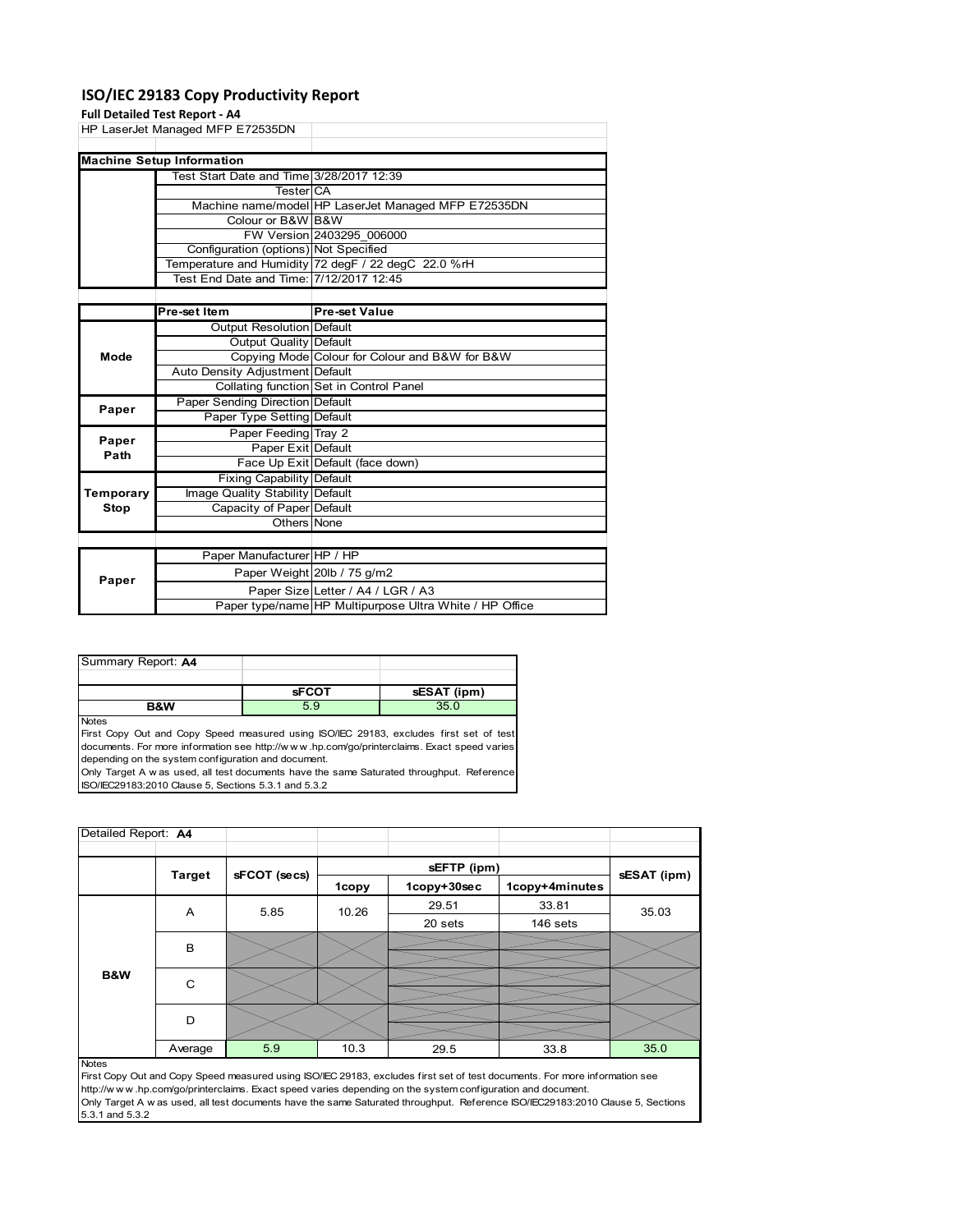# ISO/IEC 29183 Copy Productivity Report

**Full Detailed Test Report - A4**

HP LaserJet Managed MFP E72535DN

| Machine Setup Information | | |
|---|---|---|
| | Test Start Date and Time | 3/28/2017 12:39 |
| | Tester | CA |
| | Machine name/model | HP LaserJet Managed MFP E72535DN |
| | Colour or B&W | B&W |
| | FW Version | 2403295_006000 |
| | Configuration (options) | Not Specified |
| | Temperature and Humidity | 72 degF / 22 degC 22.0 %rH |
| | Test End Date and Time: | 7/12/2017 12:45 |

| | Pre-set Item | Pre-set Value |
|---|---|---|
| Mode | Output Resolution | Default |
| | Output Quality | Default |
| | Copying Mode | Colour for Colour and B&W for B&W |
| | Auto Density Adjustment | Default |
| | Collating function | Set in Control Panel |
| Paper | Paper Sending Direction | Default |
| | Paper Type Setting | Default |
| Paper Path | Paper Feeding | Tray 2 |
| | Paper Exit | Default |
| | Face Up Exit | Default (face down) |
| Temporary Stop | Fixing Capability | Default |
| | Image Quality Stability | Default |
| | Capacity of Paper | Default |
| | Others | None |

| | | |
|---|---|---|
| Paper | Paper Manufacturer | HP / HP |
| | Paper Weight | 20lb / 75 g/m2 |
| | Paper Size | Letter / A4 / LGR / A3 |
| | Paper type/name | HP Multipurpose Ultra White / HP Office |

Summary Report: **A4**

| | sFCOT | sESAT (ipm) |
|---|---|---|
| B&W | 5.9 | 35.0 |

Notes

First Copy Out and Copy Speed measured using ISO/IEC 29183, excludes first set of test documents. For more information see http://w w w .hp.com/go/printerclaims. Exact speed varies depending on the system configuration and document.

Only Target A w as used, all test documents have the same Saturated throughput. Reference ISO/IEC29183:2010 Clause 5, Sections 5.3.1 and 5.3.2

Detailed Report: **A4**

| | Target | sFCOT (secs) | sEFTP (ipm) | | | sESAT (ipm) |
|---|---|---|---|---|---|---|
| | | | 1copy | 1copy+30sec | 1copy+4minutes | |
| B&W | A | 5.85 | 10.26 | 29.51 | 33.81 | 35.03 |
| | | | | 20 sets | 146 sets | |
| | B | | | | | |
| | C | | | | | |
| | D | | | | | |
| | Average | 5.9 | 10.3 | 29.5 | 33.8 | 35.0 |

Notes

First Copy Out and Copy Speed measured using ISO/IEC 29183, excludes first set of test documents. For more information see http://w w w .hp.com/go/printerclaims. Exact speed varies depending on the system configuration and document.

Only Target A w as used, all test documents have the same Saturated throughput. Reference ISO/IEC29183:2010 Clause 5, Sections 5.3.1 and 5.3.2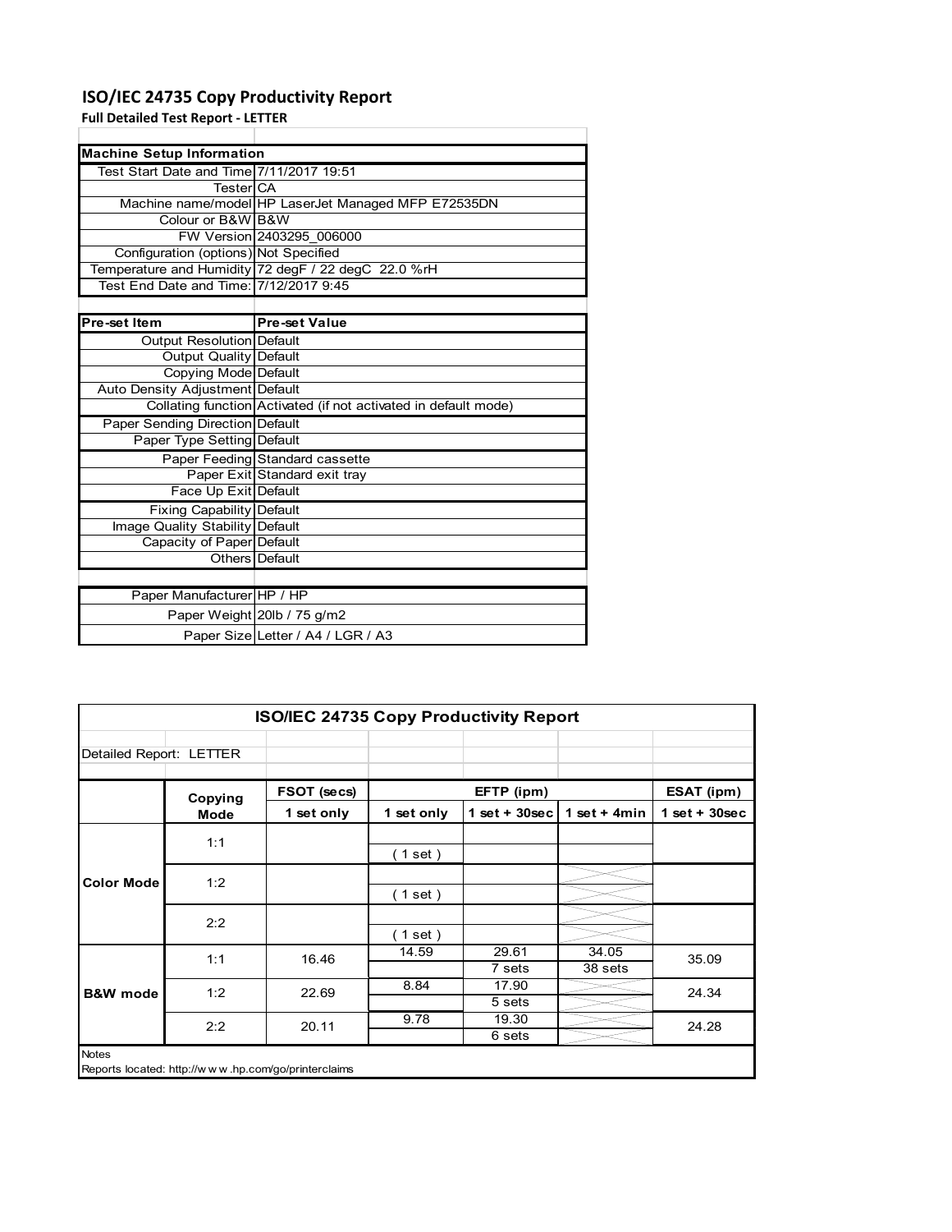# ISO/IEC 24735 Copy Productivity Report

**Full Detailed Test Report - LETTER**

| Machine Setup Information | |
|---|---|
| Test Start Date and Time | 7/11/2017 19:51 |
| Tester | CA |
| Machine name/model | HP LaserJet Managed MFP E72535DN |
| Colour or B&W | B&W |
| FW Version | 2403295_006000 |
| Configuration (options) | Not Specified |
| Temperature and Humidity | 72 degF / 22 degC 22.0 %rH |
| Test End Date and Time: | 7/12/2017 9:45 |

| Pre-set Item | Pre-set Value |
|---|---|
| Output Resolution | Default |
| Output Quality | Default |
| Copying Mode | Default |
| Auto Density Adjustment | Default |
| Collating function | Activated (if not activated in default mode) |
| Paper Sending Direction | Default |
| Paper Type Setting | Default |
| Paper Feeding | Standard cassette |
| Paper Exit | Standard exit tray |
| Face Up Exit | Default |
| Fixing Capability | Default |
| Image Quality Stability | Default |
| Capacity of Paper | Default |
| Others | Default |

| | |
|---|---|
| Paper Manufacturer | HP / HP |
| Paper Weight | 20lb / 75 g/m2 |
| Paper Size | Letter / A4 / LGR / A3 |

**ISO/IEC 24735 Copy Productivity Report**

Detailed Report: LETTER

| | Copying Mode | FSOT (secs) | EFTP (ipm) | | | ESAT (ipm) |
|---|---|---|---|---|---|---|
| | | 1 set only | 1 set only | 1 set + 30sec | 1 set + 4min | 1 set + 30sec |
| Color Mode | 1:1 | | ( 1 set ) | | | |
| | 1:2 | | ( 1 set ) | | | |
| | 2:2 | | ( 1 set ) | | | |
| B&W mode | 1:1 | 16.46 | 14.59 | 29.61<br>7 sets | 34.05<br>38 sets | 35.09 |
| | 1:2 | 22.69 | 8.84 | 17.90<br>5 sets | | 24.34 |
| | 2:2 | 20.11 | 9.78 | 19.30<br>6 sets | | 24.28 |

Notes

Reports located: http://www.hp.com/go/printerclaims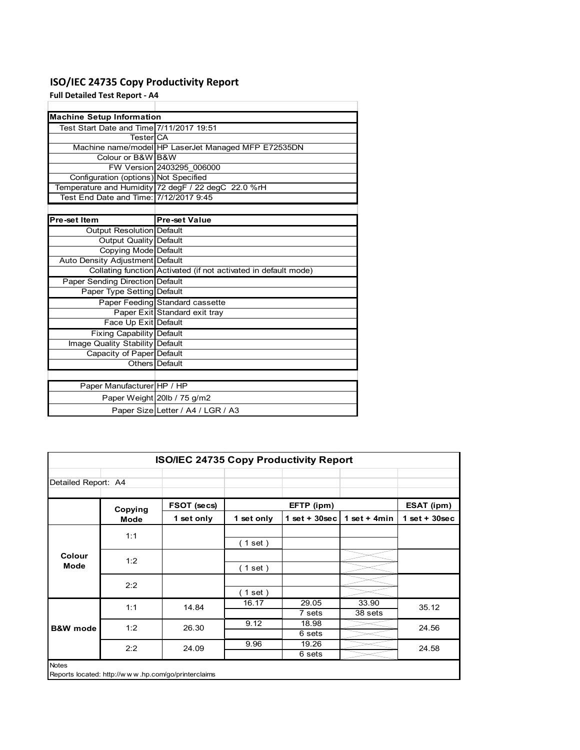# ISO/IEC 24735 Copy Productivity Report

**Full Detailed Test Report - A4**

| Machine Setup Information | |
|---|---|
| Test Start Date and Time | 7/11/2017 19:51 |
| Tester | CA |
| Machine name/model | HP LaserJet Managed MFP E72535DN |
| Colour or B&W | B&W |
| FW Version | 2403295_006000 |
| Configuration (options) | Not Specified |
| Temperature and Humidity | 72 degF / 22 degC 22.0 %rH |
| Test End Date and Time: | 7/12/2017 9:45 |

| Pre-set Item | Pre-set Value |
|---|---|
| Output Resolution | Default |
| Output Quality | Default |
| Copying Mode | Default |
| Auto Density Adjustment | Default |
| Collating function | Activated (if not activated in default mode) |
| Paper Sending Direction | Default |
| Paper Type Setting | Default |
| Paper Feeding | Standard cassette |
| Paper Exit | Standard exit tray |
| Face Up Exit | Default |
| Fixing Capability | Default |
| Image Quality Stability | Default |
| Capacity of Paper | Default |
| Others | Default |

| | |
|---|---|
| Paper Manufacturer | HP / HP |
| Paper Weight | 20lb / 75 g/m2 |
| Paper Size | Letter / A4 / LGR / A3 |

**ISO/IEC 24735 Copy Productivity Report**

Detailed Report: A4

| | Copying Mode | FSOT (secs) | EFTP (ipm) | | | ESAT (ipm) |
|---|---|---|---|---|---|---|
| | | 1 set only | 1 set only | 1 set + 30sec | 1 set + 4min | 1 set + 30sec |
| Colour Mode | 1:1 | | ( 1 set ) | | | |
| | 1:2 | | ( 1 set ) | | | |
| | 2:2 | | ( 1 set ) | | | |
| B&W mode | 1:1 | 14.84 | 16.17 | 29.05<br>7 sets | 33.90<br>38 sets | 35.12 |
| | 1:2 | 26.30 | 9.12 | 18.98<br>6 sets | | 24.56 |
| | 2:2 | 24.09 | 9.96 | 19.26<br>6 sets | | 24.58 |

Notes

Reports located: http://w w w .hp.com/go/printerclaims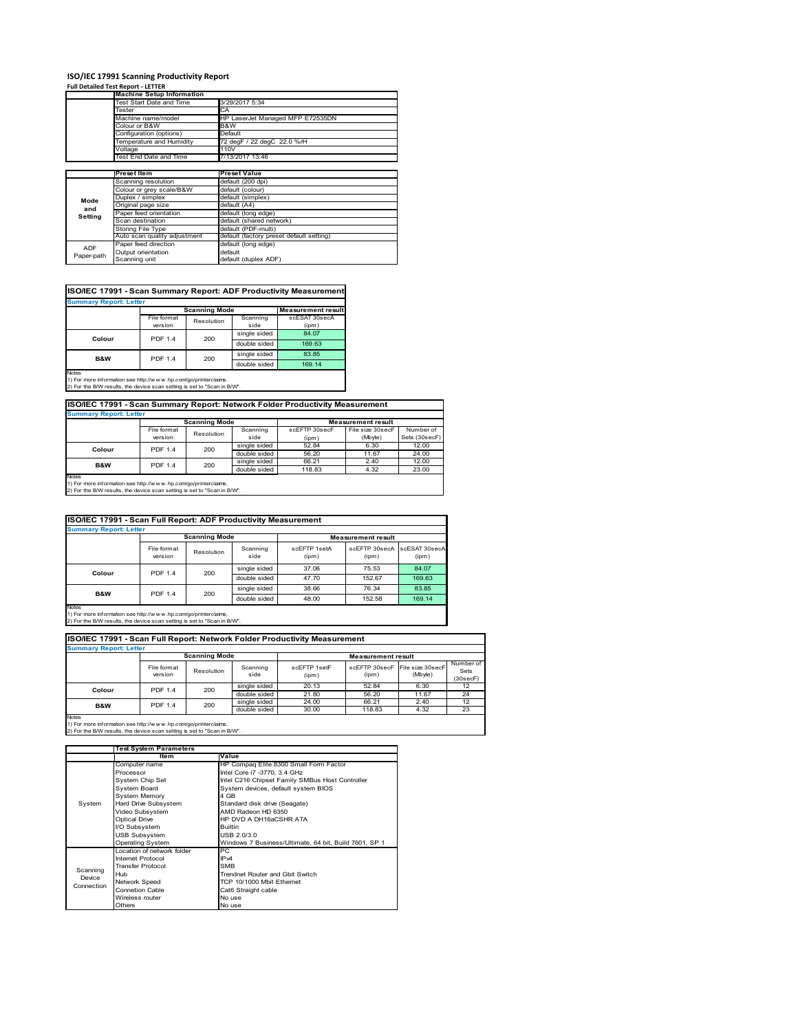# ISO/IEC 17991 Scanning Productivity Report

**Full Detailed Test Report - LETTER**

| | Machine Setup Information | |
|---|---|---|
| | Test Start Date and Time | 3/29/2017 5:34 |
| | Tester | CA |
| | Machine name/model | HP LaserJet Managed MFP E72535DN |
| | Colour or B&W | B&W |
| | Configuration (options) | Default |
| | Temperature and Humidity | 72 degF / 22 degC 22.0 %rH |
| | Voltage | 110V |
| | Test End Date and Time | 7/13/2017 13:46 |

| | Preset Item | Preset Value |
|---|---|---|
| Mode and Setting | Scanning resolution | default (200 dpi) |
| | Colour or grey scale/B&W | default (colour) |
| | Duplex / simplex | default (simplex) |
| | Original page size | default (A4) |
| | Paper feed orientation | default (long edge) |
| | Scan destination | default (shared network) |
| | Storing File Type | default (PDF-multi) |
| | Auto scan quality adjustment | default (factory preset default setting) |
| ADF Paper-path | Paper feed direction | default (long edge) |
| | Output orientation | default |
| | Scanning unit | default (duplex ADF) |

## ISO/IEC 17991 - Scan Summary Report: ADF Productivity Measurement

**Summary Report: Letter**

| | Scanning Mode | | | Measurement result |
|---|---|---|---|---|
| | File format version | Resolution | Scanning side | scESAT 30secA (ipm) |
| Colour | PDF 1.4 | 200 | single sided | 84.07 |
| | | | double sided | 169.63 |
| B&W | PDF 1.4 | 200 | single sided | 83.85 |
| | | | double sided | 169.14 |

Notes
1) For more information see http://www.hp.com/go/printerclaims.
2) For the B/W results, the device scan setting is set to "Scan in B/W".

## ISO/IEC 17991 - Scan Summary Report: Network Folder Productivity Measurement

**Summary Report: Letter**

| | Scanning Mode | | | Measurement result | | |
|---|---|---|---|---|---|---|
| | File format version | Resolution | Scanning side | scEFTP 30secF (ipm) | File size 30secF (Mbyte) | Number of Sets (30secF) |
| Colour | PDF 1.4 | 200 | single sided | 52.84 | 6.30 | 12.00 |
| | | | double sided | 56.20 | 11.67 | 24.00 |
| B&W | PDF 1.4 | 200 | single sided | 66.21 | 2.40 | 12.00 |
| | | | double sided | 118.83 | 4.32 | 23.00 |

Notes
1) For more information see http://www.hp.com/go/printerclaims.
2) For the B/W results, the device scan setting is set to "Scan in B/W".

## ISO/IEC 17991 - Scan Full Report: ADF Productivity Measurement

**Summary Report: Letter**

| | Scanning Mode | | | Measurement result | | |
|---|---|---|---|---|---|---|
| | File format version | Resolution | Scanning side | scEFTP 1setA (ipm) | scEFTP 30secA (ipm) | scESAT 30secA (ipm) |
| Colour | PDF 1.4 | 200 | single sided | 37.06 | 75.53 | 84.07 |
| | | | double sided | 47.70 | 152.67 | 169.63 |
| B&W | PDF 1.4 | 200 | single sided | 38.66 | 76.34 | 83.85 |
| | | | double sided | 48.00 | 152.58 | 169.14 |

Notes
1) For more information see http://www.hp.com/go/printerclaims.
2) For the B/W results, the device scan setting is set to "Scan in B/W".

## ISO/IEC 17991 - Scan Full Report: Network Folder Productivity Measurement

**Summary Report: Letter**

| | Scanning Mode | | | Measurement result | | | |
|---|---|---|---|---|---|---|---|
| | File format version | Resolution | Scanning side | scEFTP 1setF (ipm) | scEFTP 30secF (ipm) | File size 30secF (Mbyte) | Number of Sets (30secF) |
| Colour | PDF 1.4 | 200 | single sided | 20.13 | 52.84 | 6.30 | 12 |
| | | | double sided | 21.80 | 56.20 | 11.67 | 24 |
| B&W | PDF 1.4 | 200 | single sided | 24.00 | 66.21 | 2.40 | 12 |
| | | | double sided | 30.00 | 118.83 | 4.32 | 23 |

Notes
1) For more information see http://www.hp.com/go/printerclaims.
2) For the B/W results, the device scan setting is set to "Scan in B/W".

| | Test System Parameters | |
|---|---|---|
| | Item | Value |
| System | Computer name | HP Compaq Elite 8300 Small Form Factor |
| | Processor | Intel Core i7 -3770, 3.4 GHz |
| | System Chip Set | Intel C216 Chipset Family SMBus Host Controller |
| | System Board | System devices, default system BIOS |
| | System Memory | 4 GB |
| | Hard Drive Subsystem | Standard disk drive (Seagate) |
| | Video Subsystem | AMD Radeon HD 6350 |
| | Optical Drive | HP DVD A DH16aCSHR ATA |
| | I/O Subsystem | Builtin |
| | USB Subsystem | USB 2.0/3.0 |
| | Operating System | Windows 7 Business/Ultimate, 64 bit, Build 7601, SP 1 |
| Scanning Device Connection | Location of network folder | PC |
| | Internet Protocol | IPv4 |
| | Transfer Protocol | SMB |
| | Hub | Trendnet Router and Gbit Switch |
| | Network Speed | TCP 10/1000 Mbit Ethernet |
| | Connetion Cable | Cat6 Straight cable |
| | Wireless router | No use |
| | Others | No use |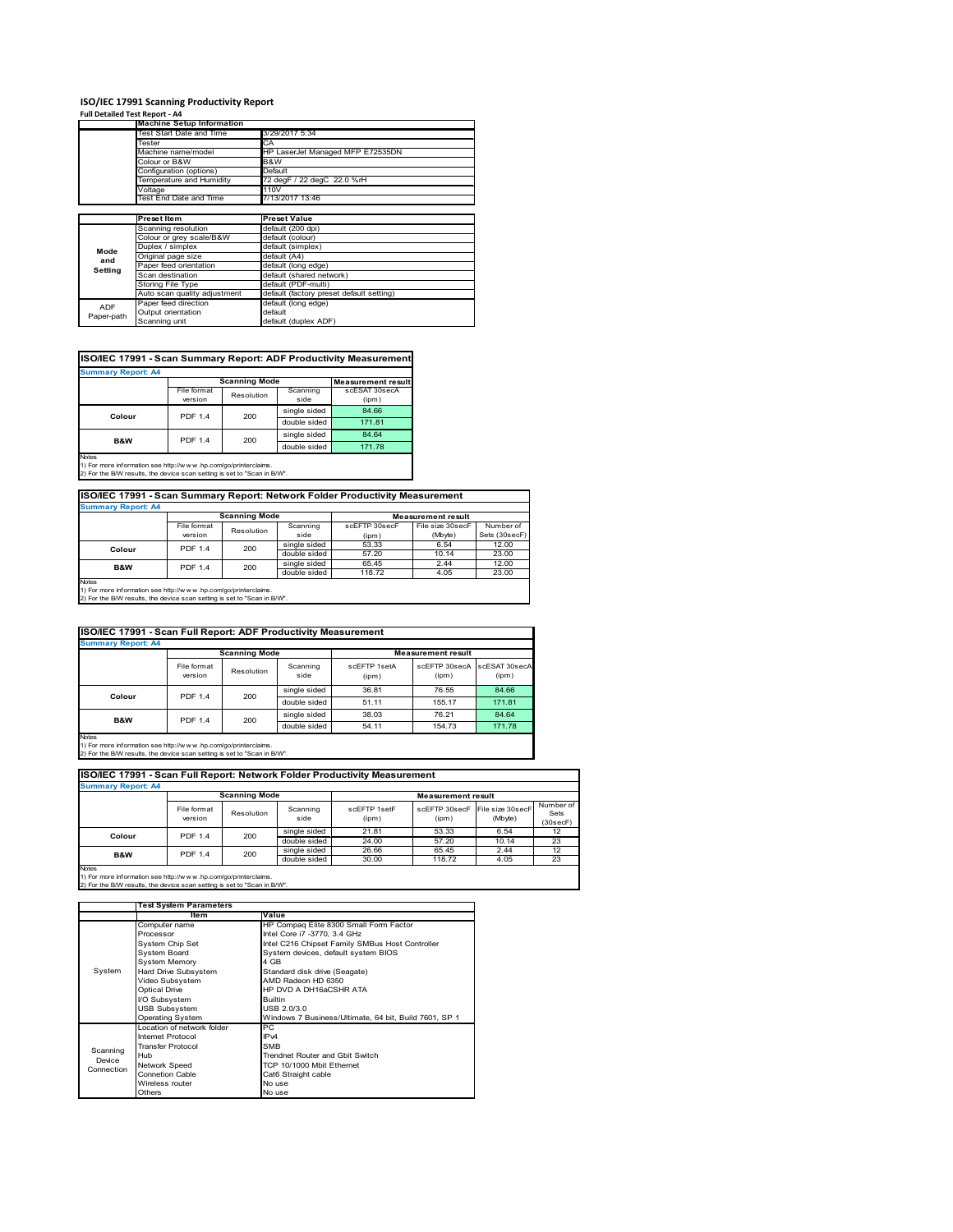# ISO/IEC 17991 Scanning Productivity Report

**Full Detailed Test Report - A4**

| | Machine Setup Information | |
|---|---|---|
| | Test Start Date and Time | 3/29/2017 5:34 |
| | Tester | CA |
| | Machine name/model | HP LaserJet Managed MFP E72535DN |
| | Colour or B&W | B&W |
| | Configuration (options) | Default |
| | Temperature and Humidity | 72 degF / 22 degC 22.0 %rH |
| | Voltage | 110V |
| | Test End Date and Time | 7/13/2017 13:46 |

| | Preset Item | Preset Value |
|---|---|---|
| Mode and Setting | Scanning resolution | default (200 dpi) |
| | Colour or grey scale/B&W | default (colour) |
| | Duplex / simplex | default (simplex) |
| | Original page size | default (A4) |
| | Paper feed orientation | default (long edge) |
| | Scan destination | default (shared network) |
| | Storing File Type | default (PDF-multi) |
| | Auto scan quality adjustment | default (factory preset default setting) |
| ADF Paper-path | Paper feed direction | default (long edge) |
| | Output orientation | default |
| | Scanning unit | default (duplex ADF) |

## ISO/IEC 17991 - Scan Summary Report: ADF Productivity Measurement

**Summary Report: A4**

| | Scanning Mode | | | Measurement result |
|---|---|---|---|---|
| | File format version | Resolution | Scanning side | scESAT 30secA (ipm) |
| Colour | PDF 1.4 | 200 | single sided | 84.66 |
| | | | double sided | 171.81 |
| B&W | PDF 1.4 | 200 | single sided | 84.64 |
| | | | double sided | 171.78 |

Notes
1) For more information see http://www.hp.com/go/printerclaims.
2) For the B/W results, the device scan setting is set to "Scan in B/W".

## ISO/IEC 17991 - Scan Summary Report: Network Folder Productivity Measurement

**Summary Report: A4**

| | Scanning Mode | | | Measurement result | | |
|---|---|---|---|---|---|---|
| | File format version | Resolution | Scanning side | scEFTP 30secF (ipm) | File size 30secF (Mbyte) | Number of Sets (30secF) |
| Colour | PDF 1.4 | 200 | single sided | 53.33 | 6.54 | 12.00 |
| | | | double sided | 57.20 | 10.14 | 23.00 |
| B&W | PDF 1.4 | 200 | single sided | 65.45 | 2.44 | 12.00 |
| | | | double sided | 118.72 | 4.05 | 23.00 |

Notes
1) For more information see http://www.hp.com/go/printerclaims.
2) For the B/W results, the device scan setting is set to "Scan in B/W".

## ISO/IEC 17991 - Scan Full Report: ADF Productivity Measurement

**Summary Report: A4**

| | Scanning Mode | | | Measurement result | | |
|---|---|---|---|---|---|---|
| | File format version | Resolution | Scanning side | scEFTP 1setA (ipm) | scEFTP 30secA (ipm) | scESAT 30secA (ipm) |
| Colour | PDF 1.4 | 200 | single sided | 36.81 | 76.55 | 84.66 |
| | | | double sided | 51.11 | 155.17 | 171.81 |
| B&W | PDF 1.4 | 200 | single sided | 38.03 | 76.21 | 84.64 |
| | | | double sided | 54.11 | 154.73 | 171.78 |

Notes
1) For more information see http://www.hp.com/go/printerclaims.
2) For the B/W results, the device scan setting is set to "Scan in B/W".

## ISO/IEC 17991 - Scan Full Report: Network Folder Productivity Measurement

**Summary Report: A4**

| | Scanning Mode | | | Measurement result | | | |
|---|---|---|---|---|---|---|---|
| | File format version | Resolution | Scanning side | scEFTP 1setF (ipm) | scEFTP 30secF (ipm) | File size 30secF (Mbyte) | Number of Sets (30secF) |
| Colour | PDF 1.4 | 200 | single sided | 21.81 | 53.33 | 6.54 | 12 |
| | | | double sided | 24.00 | 57.20 | 10.14 | 23 |
| B&W | PDF 1.4 | 200 | single sided | 26.66 | 65.45 | 2.44 | 12 |
| | | | double sided | 30.00 | 118.72 | 4.05 | 23 |

Notes
1) For more information see http://www.hp.com/go/printerclaims.
2) For the B/W results, the device scan setting is set to "Scan in B/W".

| | Test System Parameters | |
|---|---|---|
| | Item | Value |
| System | Computer name | HP Compaq Elite 8300 Small Form Factor |
| | Processor | Intel Core i7 -3770, 3.4 GHz |
| | System Chip Set | Intel C216 Chipset Family SMBus Host Controller |
| | System Board | System devices, default system BIOS |
| | System Memory | 4 GB |
| | Hard Drive Subsystem | Standard disk drive (Seagate) |
| | Video Subsystem | AMD Radeon HD 6350 |
| | Optical Drive | HP DVD A DH16aCSHR ATA |
| | I/O Subsystem | Builtin |
| | USB Subsystem | USB 2.0/3.0 |
| | Operating System | Windows 7 Business/Ultimate, 64 bit, Build 7601, SP 1 |
| Scanning Device Connection | Location of network folder | PC |
| | Internet Protocol | IPv4 |
| | Transfer Protocol | SMB |
| | Hub | Trendnet Router and Gbit Switch |
| | Network Speed | TCP 10/1000 Mbit Ethernet |
| | Connetion Cable | Cat6 Straight cable |
| | Wireless router | No use |
| | Others | No use |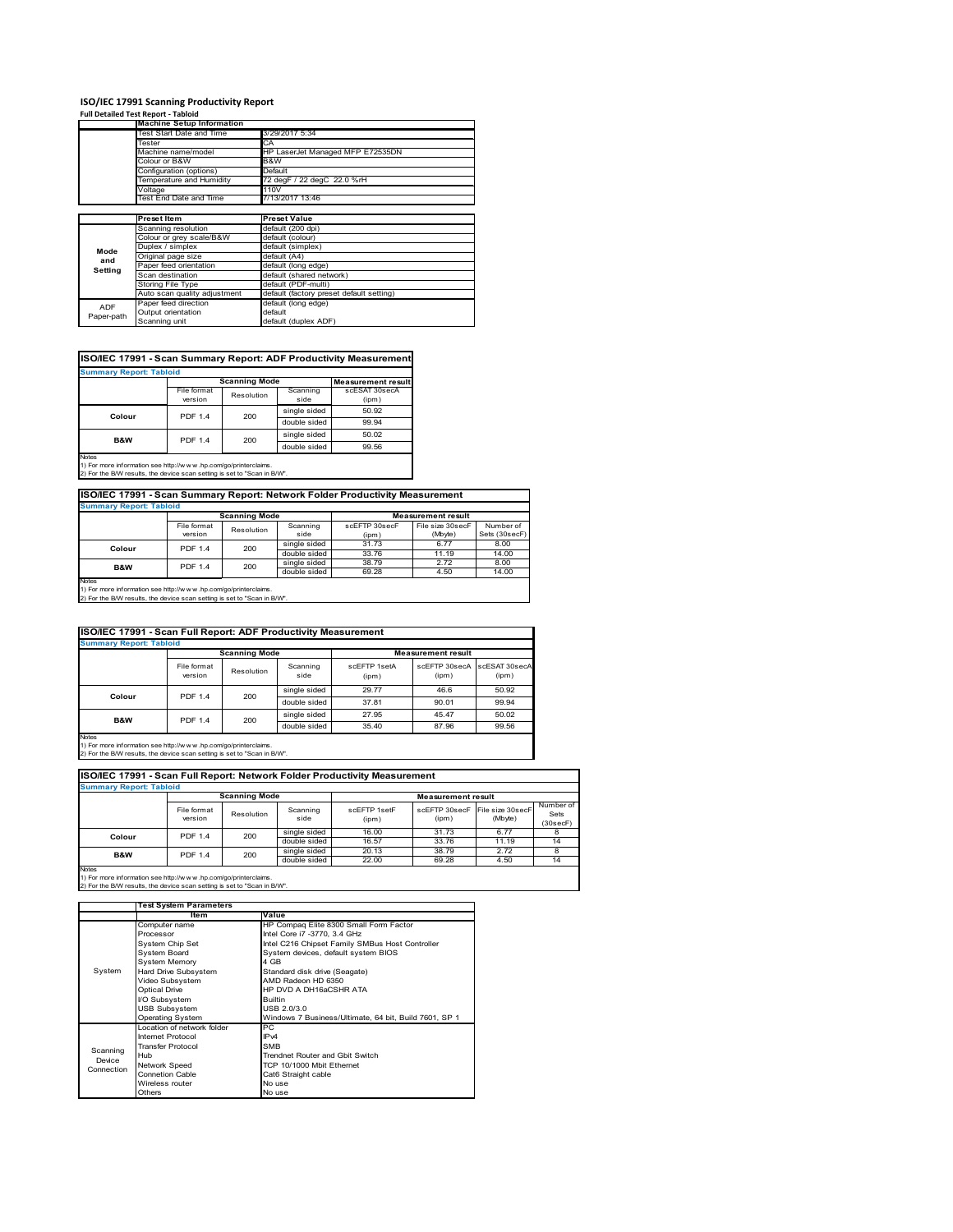# ISO/IEC 17991 Scanning Productivity Report

**Full Detailed Test Report - Tabloid**

| | Machine Setup Information | |
|---|---|---|
| | Test Start Date and Time | 3/29/2017 5:34 |
| | Tester | CA |
| | Machine name/model | HP LaserJet Managed MFP E72535DN |
| | Colour or B&W | B&W |
| | Configuration (options) | Default |
| | Temperature and Humidity | 72 degF / 22 degC 22.0 %rH |
| | Voltage | 110V |
| | Test End Date and Time | 7/13/2017 13:46 |

| | Preset Item | Preset Value |
|---|---|---|
| Mode and Setting | Scanning resolution | default (200 dpi) |
| | Colour or grey scale/B&W | default (colour) |
| | Duplex / simplex | default (simplex) |
| | Original page size | default (A4) |
| | Paper feed orientation | default (long edge) |
| | Scan destination | default (shared network) |
| | Storing File Type | default (PDF-multi) |
| | Auto scan quality adjustment | default (factory preset default setting) |
| ADF Paper-path | Paper feed direction | default (long edge) |
| | Output orientation | default |
| | Scanning unit | default (duplex ADF) |

## ISO/IEC 17991 - Scan Summary Report: ADF Productivity Measurement

**Summary Report: Tabloid**

| | Scanning Mode | | | Measurement result |
|---|---|---|---|---|
| | File format version | Resolution | Scanning side | scESAT 30secA (ipm) |
| Colour | PDF 1.4 | 200 | single sided | 50.92 |
| | | | double sided | 99.94 |
| B&W | PDF 1.4 | 200 | single sided | 50.02 |
| | | | double sided | 99.56 |

Notes
1) For more information see http://www.hp.com/go/printerclaims.
2) For the B/W results, the device scan setting is set to "Scan in B/W".

## ISO/IEC 17991 - Scan Summary Report: Network Folder Productivity Measurement

**Summary Report: Tabloid**

| | Scanning Mode | | | Measurement result | | |
|---|---|---|---|---|---|---|
| | File format version | Resolution | Scanning side | scEFTP 30secF (ipm) | File size 30secF (Mbyte) | Number of Sets (30secF) |
| Colour | PDF 1.4 | 200 | single sided | 31.73 | 6.77 | 8.00 |
| | | | double sided | 33.76 | 11.19 | 14.00 |
| B&W | PDF 1.4 | 200 | single sided | 38.79 | 2.72 | 8.00 |
| | | | double sided | 69.28 | 4.50 | 14.00 |

Notes
1) For more information see http://www.hp.com/go/printerclaims.
2) For the B/W results, the device scan setting is set to "Scan in B/W".

## ISO/IEC 17991 - Scan Full Report: ADF Productivity Measurement

**Summary Report: Tabloid**

| | Scanning Mode | | | Measurement result | | |
|---|---|---|---|---|---|---|
| | File format version | Resolution | Scanning side | scEFTP 1setA (ipm) | scEFTP 30secA (ipm) | scESAT 30secA (ipm) |
| Colour | PDF 1.4 | 200 | single sided | 29.77 | 46.6 | 50.92 |
| | | | double sided | 37.81 | 90.01 | 99.94 |
| B&W | PDF 1.4 | 200 | single sided | 27.95 | 45.47 | 50.02 |
| | | | double sided | 35.40 | 87.96 | 99.56 |

Notes
1) For more information see http://www.hp.com/go/printerclaims.
2) For the B/W results, the device scan setting is set to "Scan in B/W".

## ISO/IEC 17991 - Scan Full Report: Network Folder Productivity Measurement

**Summary Report: Tabloid**

| | Scanning Mode | | | Measurement result | | | |
|---|---|---|---|---|---|---|---|
| | File format version | Resolution | Scanning side | scEFTP 1setF (ipm) | scEFTP 30secF (ipm) | File size 30secF (Mbyte) | Number of Sets (30secF) |
| Colour | PDF 1.4 | 200 | single sided | 16.00 | 31.73 | 6.77 | 8 |
| | | | double sided | 16.57 | 33.76 | 11.19 | 14 |
| B&W | PDF 1.4 | 200 | single sided | 20.13 | 38.79 | 2.72 | 8 |
| | | | double sided | 22.00 | 69.28 | 4.50 | 14 |

Notes
1) For more information see http://www.hp.com/go/printerclaims.
2) For the B/W results, the device scan setting is set to "Scan in B/W".

| | Test System Parameters | |
|---|---|---|
| | Item | Value |
| System | Computer name | HP Compaq Elite 8300 Small Form Factor |
| | Processor | Intel Core i7 -3770, 3.4 GHz |
| | System Chip Set | Intel C216 Chipset Family SMBus Host Controller |
| | System Board | System devices, default system BIOS |
| | System Memory | 4 GB |
| | Hard Drive Subsystem | Standard disk drive (Seagate) |
| | Video Subsystem | AMD Radeon HD 6350 |
| | Optical Drive | HP DVD A DH16aCSHR ATA |
| | I/O Subsystem | Builtin |
| | USB Subsystem | USB 2.0/3.0 |
| | Operating System | Windows 7 Business/Ultimate, 64 bit, Build 7601, SP 1 |
| Scanning Device Connection | Location of network folder | PC |
| | Internet Protocol | IPv4 |
| | Transfer Protocol | SMB |
| | Hub | Trendnet Router and Gbit Switch |
| | Network Speed | TCP 10/1000 Mbit Ethernet |
| | Connetion Cable | Cat6 Straight cable |
| | Wireless router | No use |
| | Others | No use |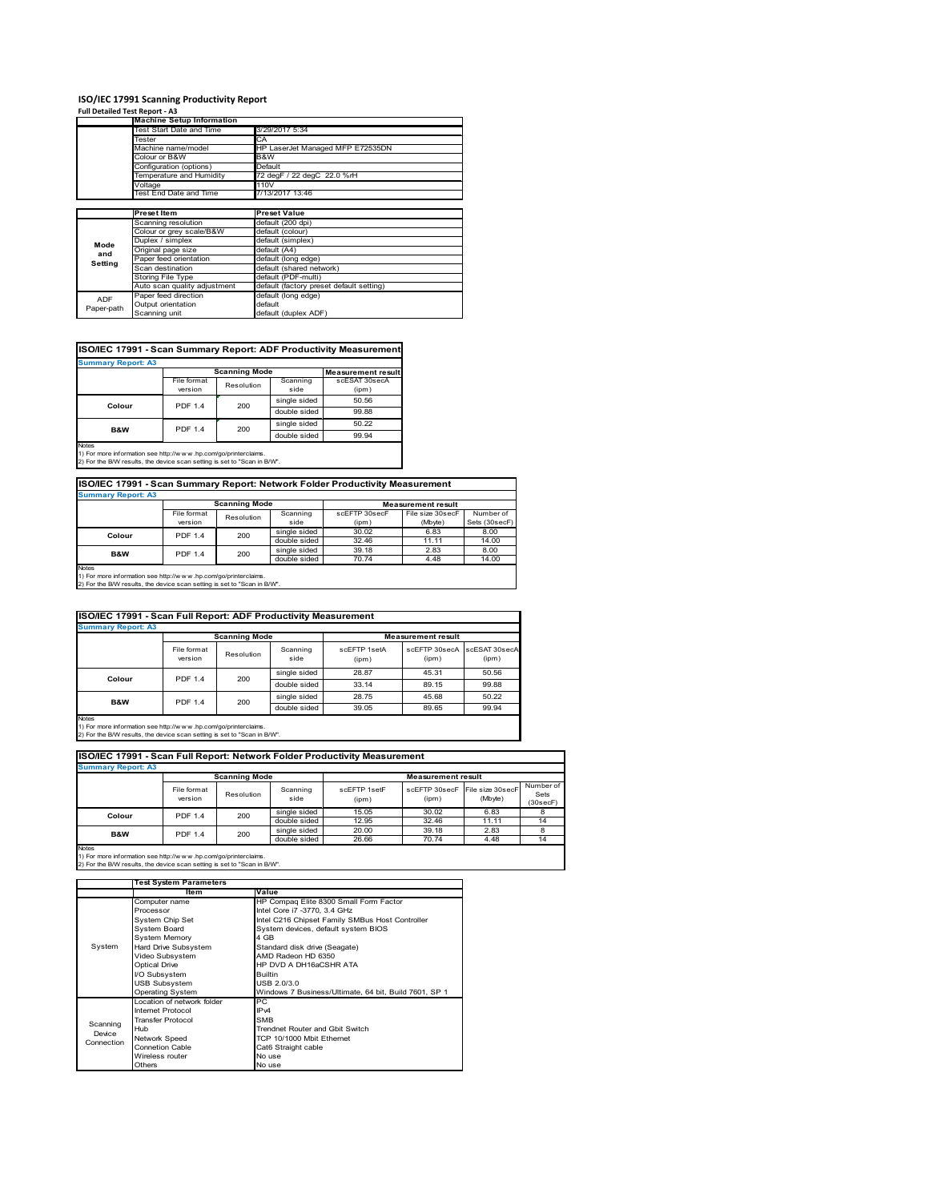# ISO/IEC 17991 Scanning Productivity Report

**Full Detailed Test Report - A3**

| | Machine Setup Information | |
|---|---|---|
| | Test Start Date and Time | 3/29/2017 5:34 |
| | Tester | CA |
| | Machine name/model | HP LaserJet Managed MFP E72535DN |
| | Colour or B&W | B&W |
| | Configuration (options) | Default |
| | Temperature and Humidity | 72 degF / 22 degC 22.0 %rH |
| | Voltage | 110V |
| | Test End Date and Time | 7/13/2017 13:46 |

| | Preset Item | Preset Value |
|---|---|---|
| Mode and Setting | Scanning resolution | default (200 dpi) |
| | Colour or grey scale/B&W | default (colour) |
| | Duplex / simplex | default (simplex) |
| | Original page size | default (A4) |
| | Paper feed orientation | default (long edge) |
| | Scan destination | default (shared network) |
| | Storing File Type | default (PDF-multi) |
| | Auto scan quality adjustment | default (factory preset default setting) |
| ADF Paper-path | Paper feed direction | default (long edge) |
| | Output orientation | default |
| | Scanning unit | default (duplex ADF) |

## ISO/IEC 17991 - Scan Summary Report: ADF Productivity Measurement

**Summary Report: A3**

| | Scanning Mode | | | Measurement result |
|---|---|---|---|---|
| | File format version | Resolution | Scanning side | scESAT 30secA (ipm) |
| Colour | PDF 1.4 | 200 | single sided | 50.56 |
| | | | double sided | 99.88 |
| B&W | PDF 1.4 | 200 | single sided | 50.22 |
| | | | double sided | 99.94 |

Notes
1) For more information see http://www.hp.com/go/printerclaims.
2) For the B/W results, the device scan setting is set to "Scan in B/W".

## ISO/IEC 17991 - Scan Summary Report: Network Folder Productivity Measurement

**Summary Report: A3**

| | Scanning Mode | | | Measurement result | | |
|---|---|---|---|---|---|---|
| | File format version | Resolution | Scanning side | scEFTP 30secF (ipm) | File size 30secF (Mbyte) | Number of Sets (30secF) |
| Colour | PDF 1.4 | 200 | single sided | 30.02 | 6.83 | 8.00 |
| | | | double sided | 32.46 | 11.11 | 14.00 |
| B&W | PDF 1.4 | 200 | single sided | 39.18 | 2.83 | 8.00 |
| | | | double sided | 70.74 | 4.48 | 14.00 |

Notes
1) For more information see http://www.hp.com/go/printerclaims.
2) For the B/W results, the device scan setting is set to "Scan in B/W".

## ISO/IEC 17991 - Scan Full Report: ADF Productivity Measurement

**Summary Report: A3**

| | Scanning Mode | | | Measurement result | | |
|---|---|---|---|---|---|---|
| | File format version | Resolution | Scanning side | scEFTP 1setA (ipm) | scEFTP 30secA (ipm) | scESAT 30secA (ipm) |
| Colour | PDF 1.4 | 200 | single sided | 28.87 | 45.31 | 50.56 |
| | | | double sided | 33.14 | 89.15 | 99.88 |
| B&W | PDF 1.4 | 200 | single sided | 28.75 | 45.68 | 50.22 |
| | | | double sided | 39.05 | 89.65 | 99.94 |

Notes
1) For more information see http://www.hp.com/go/printerclaims.
2) For the B/W results, the device scan setting is set to "Scan in B/W".

## ISO/IEC 17991 - Scan Full Report: Network Folder Productivity Measurement

**Summary Report: A3**

| | Scanning Mode | | | Measurement result | | | |
|---|---|---|---|---|---|---|---|
| | File format version | Resolution | Scanning side | scEFTP 1setF (ipm) | scEFTP 30secF (ipm) | File size 30secF (Mbyte) | Number of Sets (30secF) |
| Colour | PDF 1.4 | 200 | single sided | 15.05 | 30.02 | 6.83 | 8 |
| | | | double sided | 12.95 | 32.46 | 11.11 | 14 |
| B&W | PDF 1.4 | 200 | single sided | 20.00 | 39.18 | 2.83 | 8 |
| | | | double sided | 26.66 | 70.74 | 4.48 | 14 |

Notes
1) For more information see http://www.hp.com/go/printerclaims.
2) For the B/W results, the device scan setting is set to "Scan in B/W".

| | Test System Parameters | |
|---|---|---|
| | Item | Value |
| System | Computer name | HP Compaq Elite 8300 Small Form Factor |
| | Processor | Intel Core i7 -3770, 3.4 GHz |
| | System Chip Set | Intel C216 Chipset Family SMBus Host Controller |
| | System Board | System devices, default system BIOS |
| | System Memory | 4 GB |
| | Hard Drive Subsystem | Standard disk drive (Seagate) |
| | Video Subsystem | AMD Radeon HD 6350 |
| | Optical Drive | HP DVD A DH16aCSHR ATA |
| | I/O Subsystem | Builtin |
| | USB Subsystem | USB 2.0/3.0 |
| | Operating System | Windows 7 Business/Ultimate, 64 bit, Build 7601, SP 1 |
| Scanning Device Connection | Location of network folder | PC |
| | Internet Protocol | IPv4 |
| | Transfer Protocol | SMB |
| | Hub | Trendnet Router and Gbit Switch |
| | Network Speed | TCP 10/1000 Mbit Ethernet |
| | Connetion Cable | Cat6 Straight cable |
| | Wireless router | No use |
| | Others | No use |